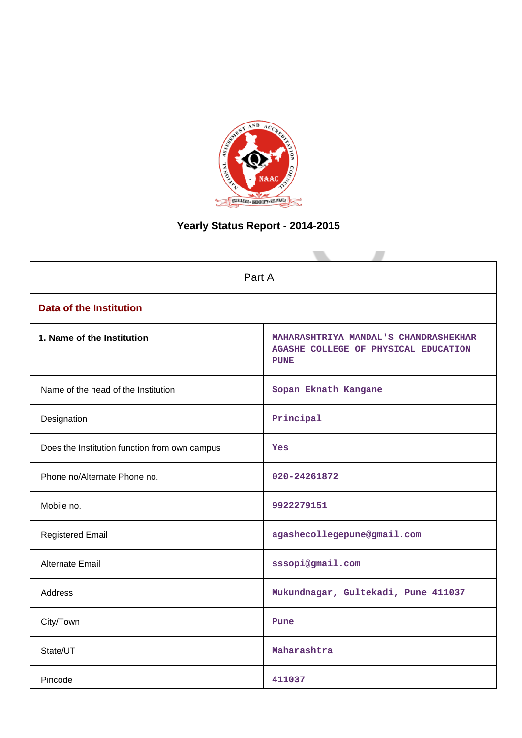# Yearly Status Report - 2014-2015

| Part A | |
|---|---|
| **Data of the Institution** | |
| **1. Name of the Institution** | MAHARASHTRIYA MANDAL'S CHANDRASHEKHAR AGASHE COLLEGE OF PHYSICAL EDUCATION PUNE |
| Name of the head of the Institution | Sopan Eknath Kangane |
| Designation | Principal |
| Does the Institution function from own campus | Yes |
| Phone no/Alternate Phone no. | 020-24261872 |
| Mobile no. | 9922279151 |
| Registered Email | agashecollegepune@gmail.com |
| Alternate Email | sssopi@gmail.com |
| Address | Mukundnagar, Gultekadi, Pune 411037 |
| City/Town | Pune |
| State/UT | Maharashtra |
| Pincode | 411037 |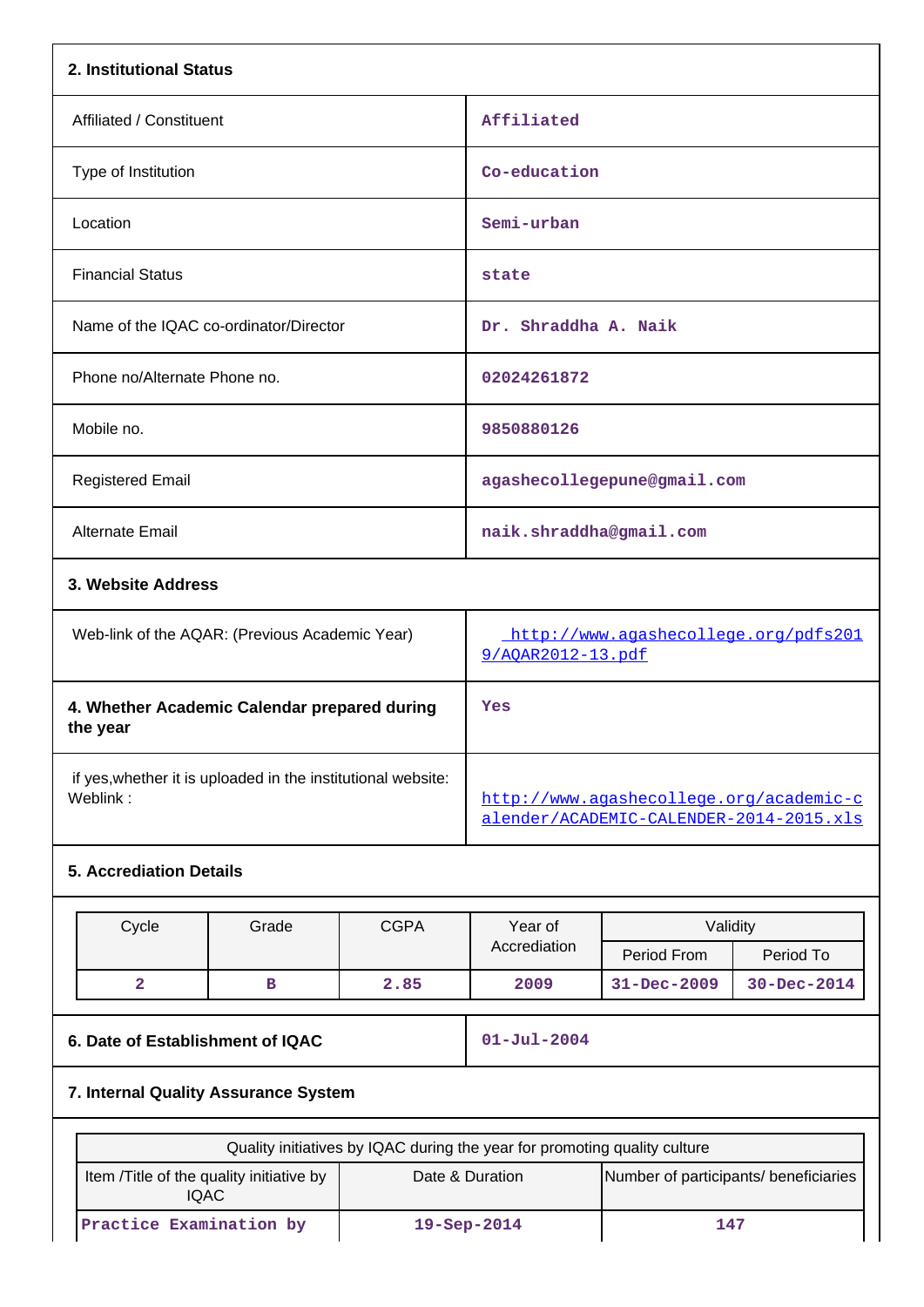## 2. Institutional Status

| | |
|---|---|
| Affiliated / Constituent | Affiliated |
| Type of Institution | Co-education |
| Location | Semi-urban |
| Financial Status | state |
| Name of the IQAC co-ordinator/Director | Dr. Shraddha A. Naik |
| Phone no/Alternate Phone no. | 02024261872 |
| Mobile no. | 9850880126 |
| Registered Email | agashecollegepune@gmail.com |
| Alternate Email | naik.shraddha@gmail.com |

## 3. Website Address

| | |
|---|---|
| Web-link of the AQAR: (Previous Academic Year) | http://www.agashecollege.org/pdfs2019/AQAR2012-13.pdf |

| | |
|---|---|
| **4. Whether Academic Calendar prepared during the year** | Yes |
| if yes,whether it is uploaded in the institutional website: Weblink : | http://www.agashecollege.org/academic-calender/ACADEMIC-CALENDER-2014-2015.xls |

## 5. Accrediation Details

| Cycle | Grade | CGPA | Year of Accrediation | Validity | |
|---|---|---|---|---|---|
| | | | | Period From | Period To |
| 2 | B | 2.85 | 2009 | 31-Dec-2009 | 30-Dec-2014 |

| | |
|---|---|
| **6. Date of Establishment of IQAC** | 01-Jul-2004 |

## 7. Internal Quality Assurance System

| Quality initiatives by IQAC during the year for promoting quality culture | | |
|---|---|---|
| Item /Title of the quality initiative by IQAC | Date & Duration | Number of participants/ beneficiaries |
| Practice Examination by | 19-Sep-2014 | 147 |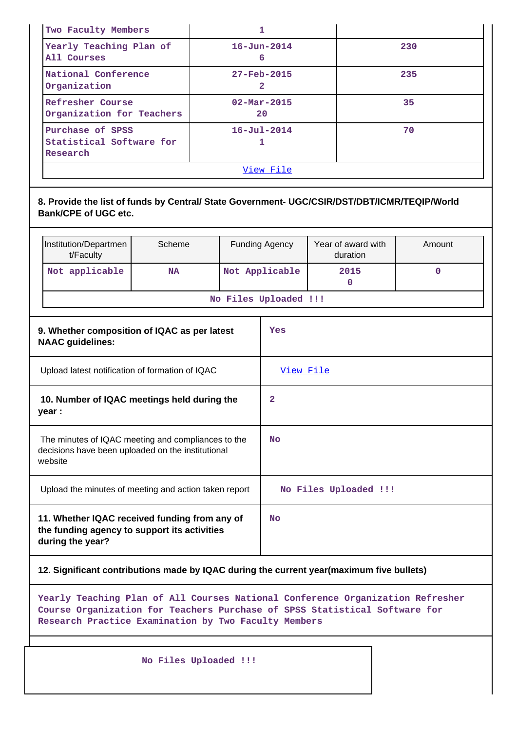| | | |
|---|---|---|
| Two Faculty Members | 1 | |
| Yearly Teaching Plan of All Courses | 16-Jun-2014 6 | 230 |
| National Conference Organization | 27-Feb-2015 2 | 235 |
| Refresher Course Organization for Teachers | 02-Mar-2015 20 | 35 |
| Purchase of SPSS Statistical Software for Research | 16-Jul-2014 1 | 70 |
| View File | | |

**8. Provide the list of funds by Central/ State Government- UGC/CSIR/DST/DBT/ICMR/TEQIP/World Bank/CPE of UGC etc.**

| Institution/Department/Faculty | Scheme | Funding Agency | Year of award with duration | Amount |
|---|---|---|---|---|
| Not applicable | NA | Not Applicable | 2015 0 | 0 |
| No Files Uploaded !!! | | | | |

| | |
|---|---|
| **9. Whether composition of IQAC as per latest NAAC guidelines:** | Yes |
| Upload latest notification of formation of IQAC | View File |
| **10. Number of IQAC meetings held during the year :** | 2 |
| The minutes of IQAC meeting and compliances to the decisions have been uploaded on the institutional website | No |
| Upload the minutes of meeting and action taken report | No Files Uploaded !!! |
| **11. Whether IQAC received funding from any of the funding agency to support its activities during the year?** | No |

**12. Significant contributions made by IQAC during the current year(maximum five bullets)**

Yearly Teaching Plan of All Courses National Conference Organization Refresher Course Organization for Teachers Purchase of SPSS Statistical Software for Research Practice Examination by Two Faculty Members

No Files Uploaded !!!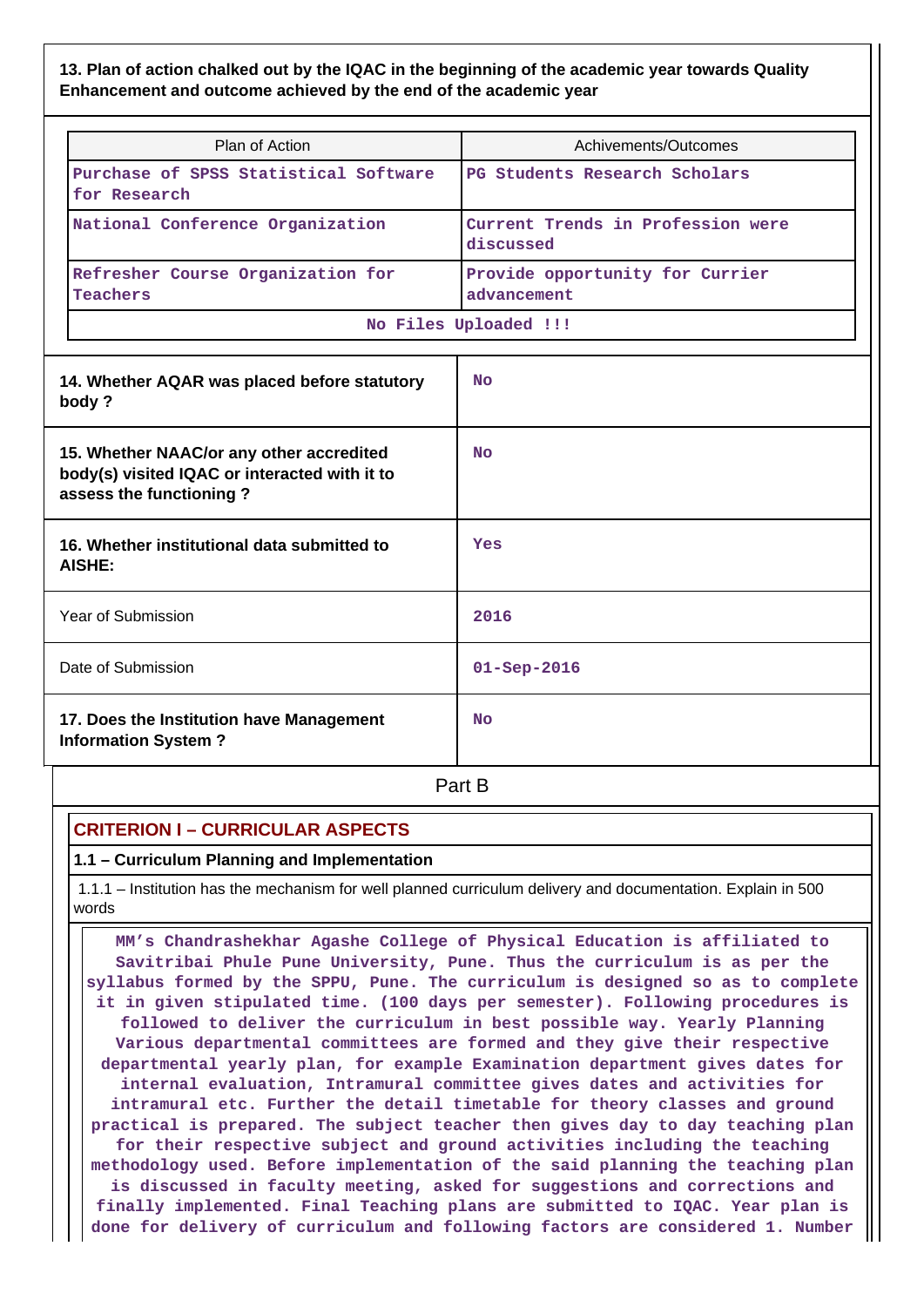**13. Plan of action chalked out by the IQAC in the beginning of the academic year towards Quality Enhancement and outcome achieved by the end of the academic year**

| Plan of Action | Achivements/Outcomes |
|---|---|
| Purchase of SPSS Statistical Software for Research | PG Students Research Scholars |
| National Conference Organization | Current Trends in Profession were discussed |
| Refresher Course Organization for Teachers | Provide opportunity for Currier advancement |
| No Files Uploaded !!! | |

| | |
|---|---|
| **14. Whether AQAR was placed before statutory body ?** | No |
| **15. Whether NAAC/or any other accredited body(s) visited IQAC or interacted with it to assess the functioning ?** | No |
| **16. Whether institutional data submitted to AISHE:** | Yes |
| Year of Submission | 2016 |
| Date of Submission | 01-Sep-2016 |
| **17. Does the Institution have Management Information System ?** | No |

## Part B

### CRITERION I – CURRICULAR ASPECTS

**1.1 – Curriculum Planning and Implementation**

1.1.1 – Institution has the mechanism for well planned curriculum delivery and documentation. Explain in 500 words

MM's Chandrashekhar Agashe College of Physical Education is affiliated to Savitribai Phule Pune University, Pune. Thus the curriculum is as per the syllabus formed by the SPPU, Pune. The curriculum is designed so as to complete it in given stipulated time. (100 days per semester). Following procedures is followed to deliver the curriculum in best possible way. Yearly Planning Various departmental committees are formed and they give their respective departmental yearly plan, for example Examination department gives dates for internal evaluation, Intramural committee gives dates and activities for intramural etc. Further the detail timetable for theory classes and ground practical is prepared. The subject teacher then gives day to day teaching plan for their respective subject and ground activities including the teaching methodology used. Before implementation of the said planning the teaching plan is discussed in faculty meeting, asked for suggestions and corrections and finally implemented. Final Teaching plans are submitted to IQAC. Year plan is done for delivery of curriculum and following factors are considered 1. Number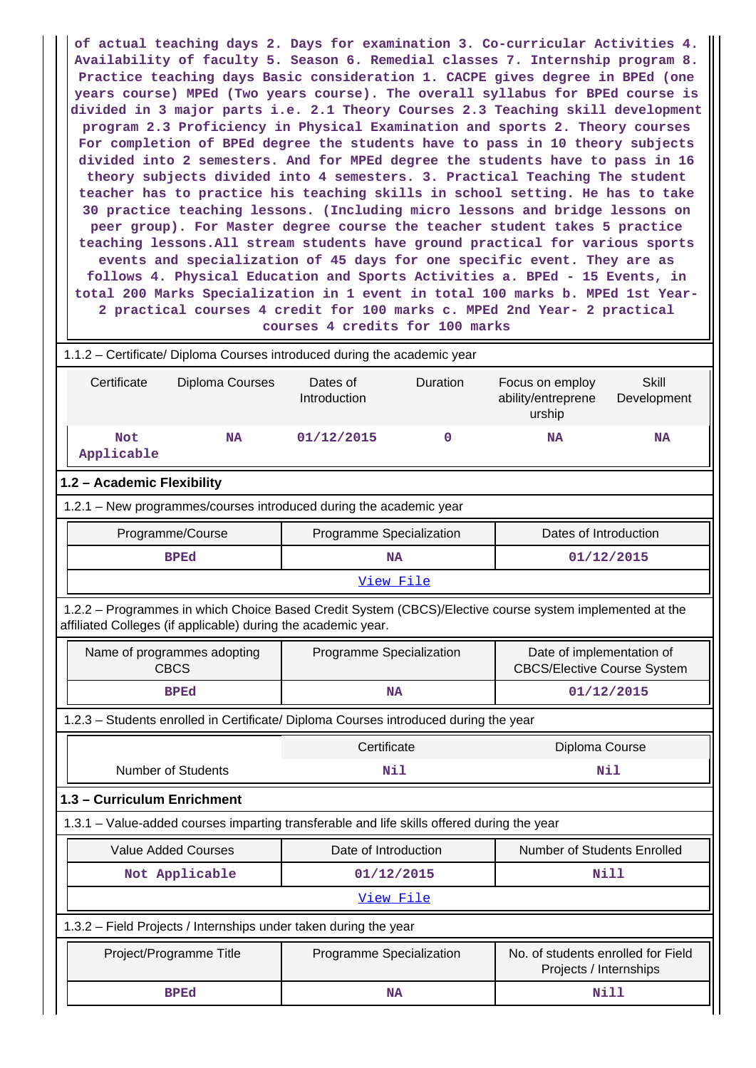of actual teaching days 2. Days for examination 3. Co-curricular Activities 4. Availability of faculty 5. Season 6. Remedial classes 7. Internship program 8. Practice teaching days Basic consideration 1. CACPE gives degree in BPEd (one years course) MPEd (Two years course). The overall syllabus for BPEd course is divided in 3 major parts i.e. 2.1 Theory Courses 2.3 Teaching skill development program 2.3 Proficiency in Physical Examination and sports 2. Theory courses For completion of BPEd degree the students have to pass in 10 theory subjects divided into 2 semesters. And for MPEd degree the students have to pass in 16 theory subjects divided into 4 semesters. 3. Practical Teaching The student teacher has to practice his teaching skills in school setting. He has to take 30 practice teaching lessons. (Including micro lessons and bridge lessons on peer group). For Master degree course the teacher student takes 5 practice teaching lessons.All stream students have ground practical for various sports events and specialization of 45 days for one specific event. They are as follows 4. Physical Education and Sports Activities a. BPEd - 15 Events, in total 200 Marks Specialization in 1 event in total 100 marks b. MPEd 1st Year- 2 practical courses 4 credit for 100 marks c. MPEd 2nd Year- 2 practical courses 4 credits for 100 marks

1.1.2 – Certificate/ Diploma Courses introduced during the academic year

| Certificate | Diploma Courses | Dates of Introduction | Duration | Focus on employ ability/entreprene urship | Skill Development |
|---|---|---|---|---|---|
| Not Applicable | NA | 01/12/2015 | 0 | NA | NA |

## 1.2 – Academic Flexibility

1.2.1 – New programmes/courses introduced during the academic year

| Programme/Course | Programme Specialization | Dates of Introduction |
|---|---|---|
| BPEd | NA | 01/12/2015 |
| View File | | |

1.2.2 – Programmes in which Choice Based Credit System (CBCS)/Elective course system implemented at the affiliated Colleges (if applicable) during the academic year.

| Name of programmes adopting CBCS | Programme Specialization | Date of implementation of CBCS/Elective Course System |
|---|---|---|
| BPEd | NA | 01/12/2015 |

1.2.3 – Students enrolled in Certificate/ Diploma Courses introduced during the year

| | Certificate | Diploma Course |
|---|---|---|
| Number of Students | Nil | Nil |

## 1.3 – Curriculum Enrichment

1.3.1 – Value-added courses imparting transferable and life skills offered during the year

| Value Added Courses | Date of Introduction | Number of Students Enrolled |
|---|---|---|
| Not Applicable | 01/12/2015 | Nill |
| View File | | |

1.3.2 – Field Projects / Internships under taken during the year

| Project/Programme Title | Programme Specialization | No. of students enrolled for Field Projects / Internships |
|---|---|---|
| BPEd | NA | Nill |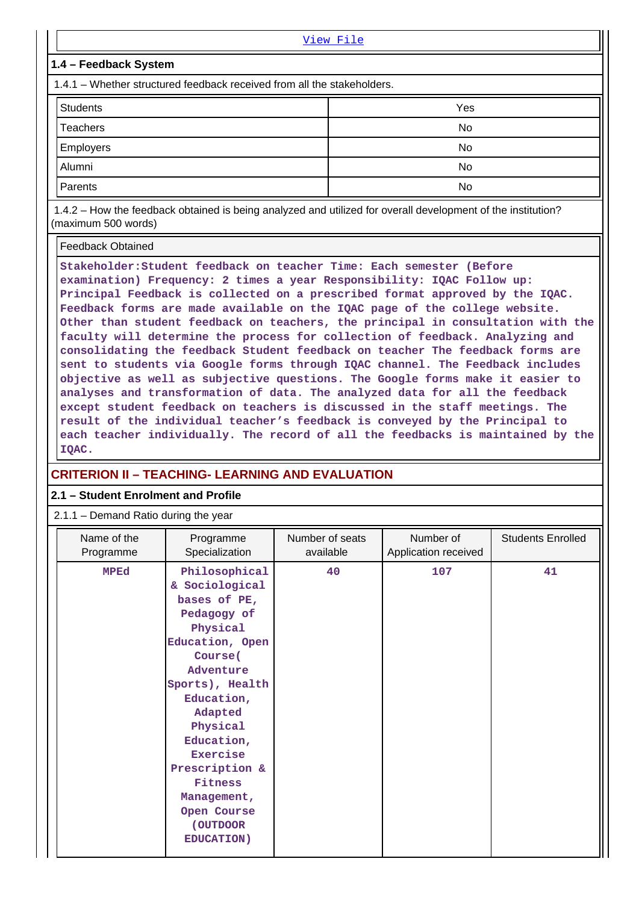[View File]

**1.4 – Feedback System**

1.4.1 – Whether structured feedback received from all the stakeholders.

| Students | Yes |
|---|---|
| Teachers | No |
| Employers | No |
| Alumni | No |
| Parents | No |

1.4.2 – How the feedback obtained is being analyzed and utilized for overall development of the institution? (maximum 500 words)

Feedback Obtained

**Stakeholder:Student feedback on teacher Time: Each semester (Before examination) Frequency: 2 times a year Responsibility: IQAC Follow up: Principal Feedback is collected on a prescribed format approved by the IQAC. Feedback forms are made available on the IQAC page of the college website. Other than student feedback on teachers, the principal in consultation with the faculty will determine the process for collection of feedback. Analyzing and consolidating the feedback Student feedback on teacher The feedback forms are sent to students via Google forms through IQAC channel. The Feedback includes objective as well as subjective questions. The Google forms make it easier to analyses and transformation of data. The analyzed data for all the feedback except student feedback on teachers is discussed in the staff meetings. The result of the individual teacher's feedback is conveyed by the Principal to each teacher individually. The record of all the feedbacks is maintained by the IQAC.**

## CRITERION II – TEACHING- LEARNING AND EVALUATION

**2.1 – Student Enrolment and Profile**

2.1.1 – Demand Ratio during the year

| Name of the Programme | Programme Specialization | Number of seats available | Number of Application received | Students Enrolled |
|---|---|---|---|---|
| MPEd | Philosophical & Sociological bases of PE, Pedagogy of Physical Education, Open Course( Adventure Sports), Health Education, Adapted Physical Education, Exercise Prescription & Fitness Management, Open Course (OUTDOOR EDUCATION) | 40 | 107 | 41 |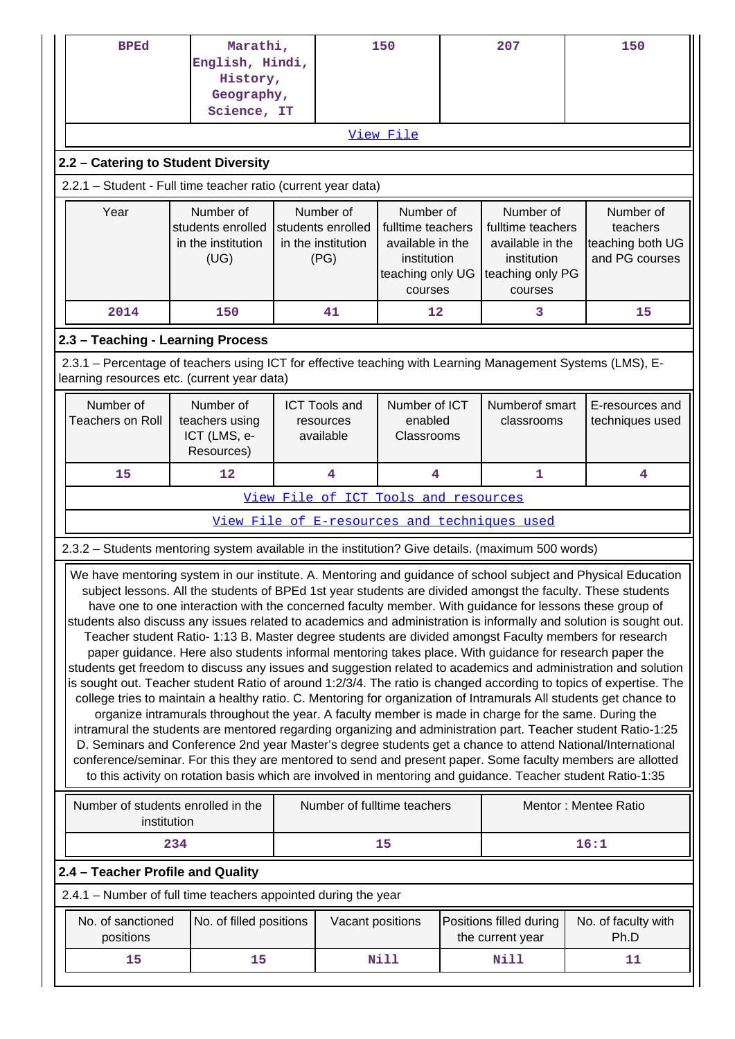| BPEd | Marathi, English, Hindi, History, Geography, Science, IT | 150 | 207 | 150 |
|---|---|---|---|---|
| View File | | | | |

### 2.2 – Catering to Student Diversity

2.2.1 – Student - Full time teacher ratio (current year data)

| Year | Number of students enrolled in the institution (UG) | Number of students enrolled in the institution (PG) | Number of fulltime teachers available in the institution teaching only UG courses | Number of fulltime teachers available in the institution teaching only PG courses | Number of teachers teaching both UG and PG courses |
|---|---|---|---|---|---|
| 2014 | 150 | 41 | 12 | 3 | 15 |

### 2.3 – Teaching - Learning Process

2.3.1 – Percentage of teachers using ICT for effective teaching with Learning Management Systems (LMS), E-learning resources etc. (current year data)

| Number of Teachers on Roll | Number of teachers using ICT (LMS, e-Resources) | ICT Tools and resources available | Number of ICT enabled Classrooms | Numberof smart classrooms | E-resources and techniques used |
|---|---|---|---|---|---|
| 15 | 12 | 4 | 4 | 1 | 4 |
| View File of ICT Tools and resources | | | | | |
| View File of E-resources and techniques used | | | | | |

2.3.2 – Students mentoring system available in the institution? Give details. (maximum 500 words)

We have mentoring system in our institute. A. Mentoring and guidance of school subject and Physical Education subject lessons. All the students of BPEd 1st year students are divided amongst the faculty. These students have one to one interaction with the concerned faculty member. With guidance for lessons these group of students also discuss any issues related to academics and administration is informally and solution is sought out. Teacher student Ratio- 1:13 B. Master degree students are divided amongst Faculty members for research paper guidance. Here also students informal mentoring takes place. With guidance for research paper the students get freedom to discuss any issues and suggestion related to academics and administration and solution is sought out. Teacher student Ratio of around 1:2/3/4. The ratio is changed according to topics of expertise. The college tries to maintain a healthy ratio. C. Mentoring for organization of Intramurals All students get chance to organize intramurals throughout the year. A faculty member is made in charge for the same. During the intramural the students are mentored regarding organizing and administration part. Teacher student Ratio-1:25 D. Seminars and Conference 2nd year Master's degree students get a chance to attend National/International conference/seminar. For this they are mentored to send and present paper. Some faculty members are allotted to this activity on rotation basis which are involved in mentoring and guidance. Teacher student Ratio-1:35

| Number of students enrolled in the institution | Number of fulltime teachers | Mentor : Mentee Ratio |
|---|---|---|
| 234 | 15 | 16:1 |

### 2.4 – Teacher Profile and Quality

2.4.1 – Number of full time teachers appointed during the year

| No. of sanctioned positions | No. of filled positions | Vacant positions | Positions filled during the current year | No. of faculty with Ph.D |
|---|---|---|---|---|
| 15 | 15 | Nill | Nill | 11 |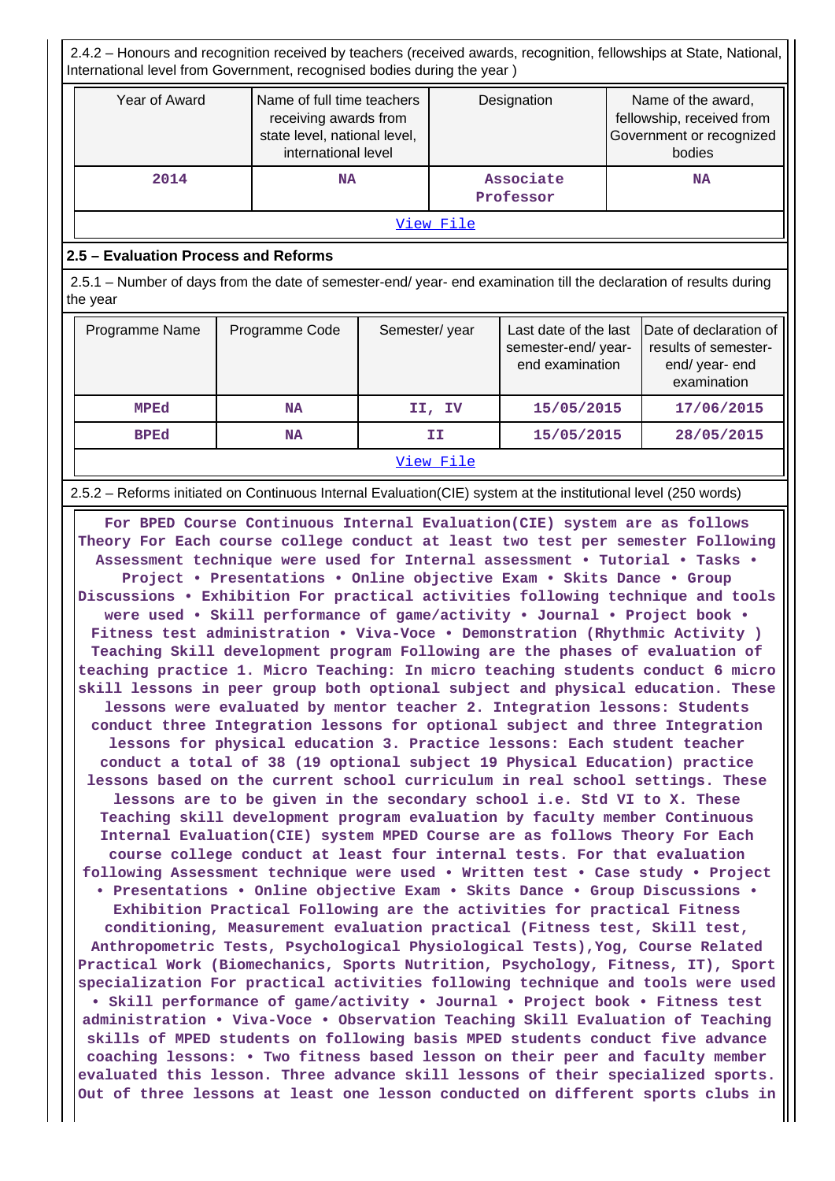2.4.2 – Honours and recognition received by teachers (received awards, recognition, fellowships at State, National, International level from Government, recognised bodies during the year )

| Year of Award | Name of full time teachers receiving awards from state level, national level, international level | Designation | Name of the award, fellowship, received from Government or recognized bodies |
|---|---|---|---|
| 2014 | NA | Associate Professor | NA |
| View File | | | |

## 2.5 – Evaluation Process and Reforms

2.5.1 – Number of days from the date of semester-end/ year- end examination till the declaration of results during the year

| Programme Name | Programme Code | Semester/ year | Last date of the last semester-end/ year- end examination | Date of declaration of results of semester- end/ year- end examination |
|---|---|---|---|---|
| MPEd | NA | II, IV | 15/05/2015 | 17/06/2015 |
| BPEd | NA | II | 15/05/2015 | 28/05/2015 |
| View File | | | | |

2.5.2 – Reforms initiated on Continuous Internal Evaluation(CIE) system at the institutional level (250 words)

For BPED Course Continuous Internal Evaluation(CIE) system are as follows Theory For Each course college conduct at least two test per semester Following Assessment technique were used for Internal assessment • Tutorial • Tasks • Project • Presentations • Online objective Exam • Skits Dance • Group Discussions • Exhibition For practical activities following technique and tools were used • Skill performance of game/activity • Journal • Project book • Fitness test administration • Viva-Voce • Demonstration (Rhythmic Activity ) Teaching Skill development program Following are the phases of evaluation of teaching practice 1. Micro Teaching: In micro teaching students conduct 6 micro skill lessons in peer group both optional subject and physical education. These lessons were evaluated by mentor teacher 2. Integration lessons: Students conduct three Integration lessons for optional subject and three Integration lessons for physical education 3. Practice lessons: Each student teacher conduct a total of 38 (19 optional subject 19 Physical Education) practice lessons based on the current school curriculum in real school settings. These lessons are to be given in the secondary school i.e. Std VI to X. These Teaching skill development program evaluation by faculty member Continuous Internal Evaluation(CIE) system MPED Course are as follows Theory For Each course college conduct at least four internal tests. For that evaluation following Assessment technique were used • Written test • Case study • Project • Presentations • Online objective Exam • Skits Dance • Group Discussions • Exhibition Practical Following are the activities for practical Fitness conditioning, Measurement evaluation practical (Fitness test, Skill test, Anthropometric Tests, Psychological Physiological Tests),Yog, Course Related Practical Work (Biomechanics, Sports Nutrition, Psychology, Fitness, IT), Sport specialization For practical activities following technique and tools were used • Skill performance of game/activity • Journal • Project book • Fitness test administration • Viva-Voce • Observation Teaching Skill Evaluation of Teaching skills of MPED students on following basis MPED students conduct five advance coaching lessons: • Two fitness based lesson on their peer and faculty member evaluated this lesson. Three advance skill lessons of their specialized sports. Out of three lessons at least one lesson conducted on different sports clubs in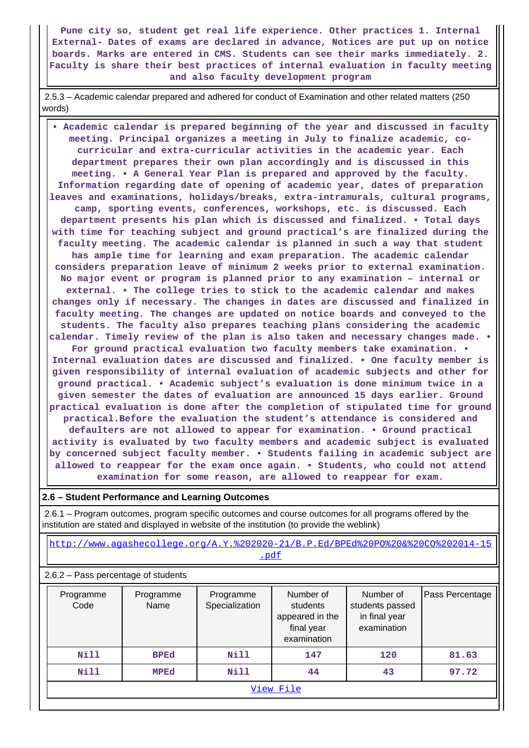Pune city so, student get real life experience. Other practices 1. Internal External- Dates of exams are declared in advance, Notices are put up on notice boards. Marks are entered in CMS. Students can see their marks immediately. 2. Faculty is share their best practices of internal evaluation in faculty meeting and also faculty development program

2.5.3 – Academic calendar prepared and adhered for conduct of Examination and other related matters (250 words)

• Academic calendar is prepared beginning of the year and discussed in faculty meeting. Principal organizes a meeting in July to finalize academic, co-curricular and extra-curricular activities in the academic year. Each department prepares their own plan accordingly and is discussed in this meeting. • A General Year Plan is prepared and approved by the faculty. Information regarding date of opening of academic year, dates of preparation leaves and examinations, holidays/breaks, extra-intramurals, cultural programs, camp, sporting events, conferences, workshops, etc. is discussed. Each department presents his plan which is discussed and finalized. • Total days with time for teaching subject and ground practical's are finalized during the faculty meeting. The academic calendar is planned in such a way that student has ample time for learning and exam preparation. The academic calendar considers preparation leave of minimum 2 weeks prior to external examination. No major event or program is planned prior to any examination – internal or external. • The college tries to stick to the academic calendar and makes changes only if necessary. The changes in dates are discussed and finalized in faculty meeting. The changes are updated on notice boards and conveyed to the students. The faculty also prepares teaching plans considering the academic calendar. Timely review of the plan is also taken and necessary changes made. • For ground practical evaluation two faculty members take examination. • Internal evaluation dates are discussed and finalized. • One faculty member is given responsibility of internal evaluation of academic subjects and other for ground practical. • Academic subject's evaluation is done minimum twice in a given semester the dates of evaluation are announced 15 days earlier. Ground practical evaluation is done after the completion of stipulated time for ground practical.Before the evaluation the student's attendance is considered and defaulters are not allowed to appear for examination. • Ground practical activity is evaluated by two faculty members and academic subject is evaluated by concerned subject faculty member. • Students failing in academic subject are allowed to reappear for the exam once again. • Students, who could not attend examination for some reason, are allowed to reappear for exam.

## 2.6 – Student Performance and Learning Outcomes

2.6.1 – Program outcomes, program specific outcomes and course outcomes for all programs offered by the institution are stated and displayed in website of the institution (to provide the weblink)

http://www.agashecollege.org/A.Y.%202020-21/B.P.Ed/BPEd%20PO%20&%20CO%202014-15.pdf

2.6.2 – Pass percentage of students

| Programme Code | Programme Name | Programme Specialization | Number of students appeared in the final year examination | Number of students passed in final year examination | Pass Percentage |
|---|---|---|---|---|---|
| Nill | BPEd | Nill | 147 | 120 | 81.63 |
| Nill | MPEd | Nill | 44 | 43 | 97.72 |

View File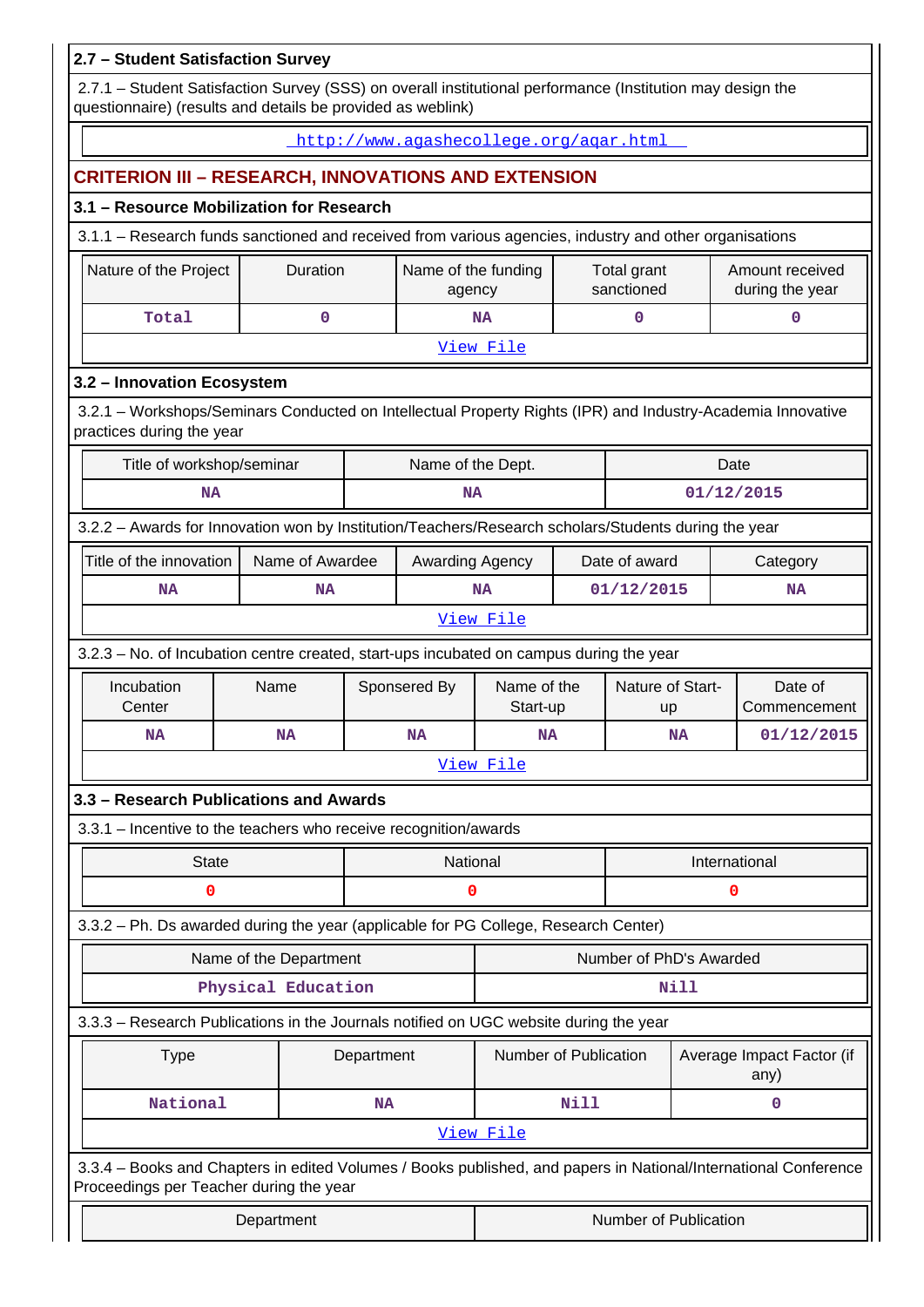### 2.7 – Student Satisfaction Survey

2.7.1 – Student Satisfaction Survey (SSS) on overall institutional performance (Institution may design the questionnaire) (results and details be provided as weblink)

http://www.agashecollege.org/aqar.html

## CRITERION III – RESEARCH, INNOVATIONS AND EXTENSION

### 3.1 – Resource Mobilization for Research

3.1.1 – Research funds sanctioned and received from various agencies, industry and other organisations

| Nature of the Project | Duration | Name of the funding agency | Total grant sanctioned | Amount received during the year |
|---|---|---|---|---|
| Total | 0 | NA | 0 | 0 |

View File

### 3.2 – Innovation Ecosystem

3.2.1 – Workshops/Seminars Conducted on Intellectual Property Rights (IPR) and Industry-Academia Innovative practices during the year

| Title of workshop/seminar | Name of the Dept. | Date |
|---|---|---|
| NA | NA | 01/12/2015 |

3.2.2 – Awards for Innovation won by Institution/Teachers/Research scholars/Students during the year

| Title of the innovation | Name of Awardee | Awarding Agency | Date of award | Category |
|---|---|---|---|---|
| NA | NA | NA | 01/12/2015 | NA |

View File

3.2.3 – No. of Incubation centre created, start-ups incubated on campus during the year

| Incubation Center | Name | Sponsered By | Name of the Start-up | Nature of Start-up | Date of Commencement |
|---|---|---|---|---|---|
| NA | NA | NA | NA | NA | 01/12/2015 |

View File

### 3.3 – Research Publications and Awards

3.3.1 – Incentive to the teachers who receive recognition/awards

| State | National | International |
|---|---|---|
| 0 | 0 | 0 |

3.3.2 – Ph. Ds awarded during the year (applicable for PG College, Research Center)

| Name of the Department | Number of PhD's Awarded |
|---|---|
| Physical Education | Nill |

3.3.3 – Research Publications in the Journals notified on UGC website during the year

| Type | Department | Number of Publication | Average Impact Factor (if any) |
|---|---|---|---|
| National | NA | Nill | 0 |

View File

3.3.4 – Books and Chapters in edited Volumes / Books published, and papers in National/International Conference Proceedings per Teacher during the year

| Department | Number of Publication |
|---|---|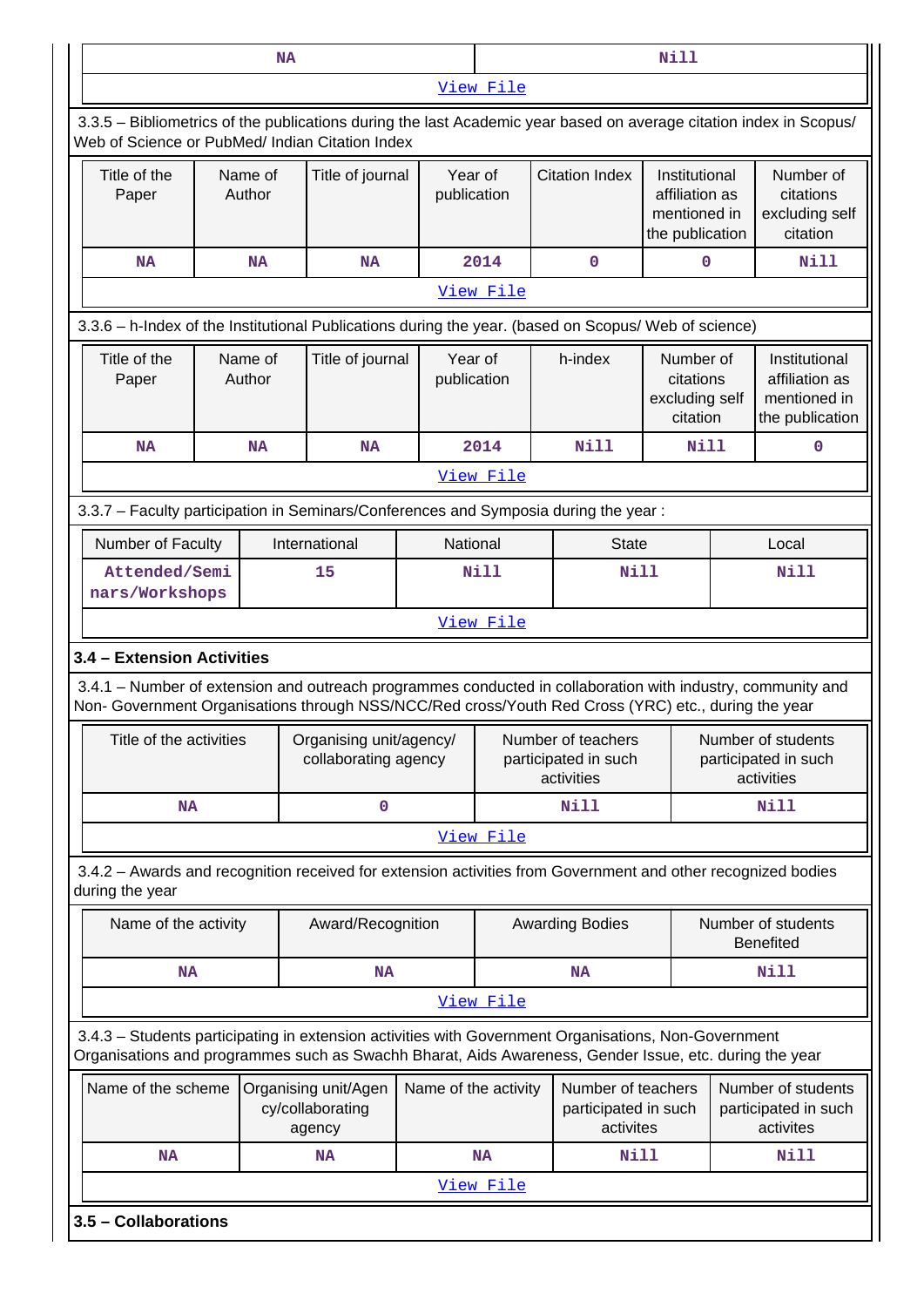| NA | Nill |
|---|---|

View File

3.5.5 – Bibliometrics of the publications during the last Academic year based on average citation index in Scopus/ Web of Science or PubMed/ Indian Citation Index

| Title of the Paper | Name of Author | Title of journal | Year of publication | Citation Index | Institutional affiliation as mentioned in the publication | Number of citations excluding self citation |
|---|---|---|---|---|---|---|
| NA | NA | NA | 2014 | 0 | 0 | Nill |

View File

3.3.6 – h-Index of the Institutional Publications during the year. (based on Scopus/ Web of science)

| Title of the Paper | Name of Author | Title of journal | Year of publication | h-index | Number of citations excluding self citation | Institutional affiliation as mentioned in the publication |
|---|---|---|---|---|---|---|
| NA | NA | NA | 2014 | Nill | Nill | 0 |

View File

3.3.7 – Faculty participation in Seminars/Conferences and Symposia during the year :

| Number of Faculty | International | National | State | Local |
|---|---|---|---|---|
| Attended/Seminars/Workshops | 15 | Nill | Nill | Nill |

View File

**3.4 – Extension Activities**

3.4.1 – Number of extension and outreach programmes conducted in collaboration with industry, community and Non- Government Organisations through NSS/NCC/Red cross/Youth Red Cross (YRC) etc., during the year

| Title of the activities | Organising unit/agency/ collaborating agency | Number of teachers participated in such activities | Number of students participated in such activities |
|---|---|---|---|
| NA | 0 | Nill | Nill |

View File

3.4.2 – Awards and recognition received for extension activities from Government and other recognized bodies during the year

| Name of the activity | Award/Recognition | Awarding Bodies | Number of students Benefited |
|---|---|---|---|
| NA | NA | NA | Nill |

View File

3.4.3 – Students participating in extension activities with Government Organisations, Non-Government Organisations and programmes such as Swachh Bharat, Aids Awareness, Gender Issue, etc. during the year

| Name of the scheme | Organising unit/Agency/collaborating agency | Name of the activity | Number of teachers participated in such activites | Number of students participated in such activites |
|---|---|---|---|---|
| NA | NA | NA | Nill | Nill |

View File

**3.5 – Collaborations**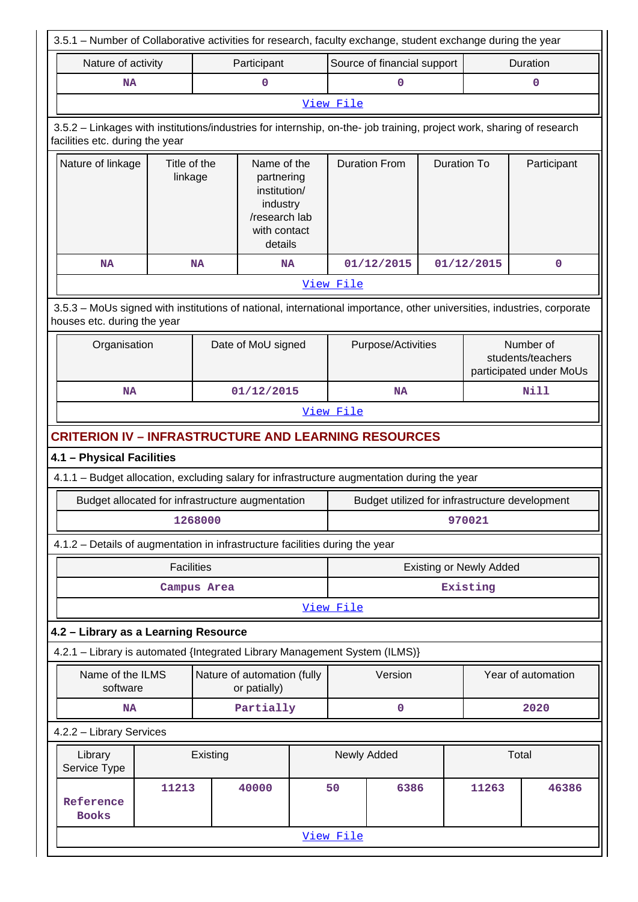3.5.1 – Number of Collaborative activities for research, faculty exchange, student exchange during the year

| Nature of activity | Participant | Source of financial support | Duration |
|---|---|---|---|
| NA | 0 | 0 | 0 |

View File

3.5.2 – Linkages with institutions/industries for internship, on-the- job training, project work, sharing of research facilities etc. during the year

| Nature of linkage | Title of the linkage | Name of the partnering institution/ industry /research lab with contact details | Duration From | Duration To | Participant |
|---|---|---|---|---|---|
| NA | NA | NA | 01/12/2015 | 01/12/2015 | 0 |

View File

3.5.3 – MoUs signed with institutions of national, international importance, other universities, industries, corporate houses etc. during the year

| Organisation | Date of MoU signed | Purpose/Activities | Number of students/teachers participated under MoUs |
|---|---|---|---|
| NA | 01/12/2015 | NA | Nill |

View File

## CRITERION IV – INFRASTRUCTURE AND LEARNING RESOURCES

### 4.1 – Physical Facilities

4.1.1 – Budget allocation, excluding salary for infrastructure augmentation during the year

| Budget allocated for infrastructure augmentation | Budget utilized for infrastructure development |
|---|---|
| 1268000 | 970021 |

4.1.2 – Details of augmentation in infrastructure facilities during the year

| Facilities | Existing or Newly Added |
|---|---|
| Campus Area | Existing |

View File

### 4.2 – Library as a Learning Resource

4.2.1 – Library is automated {Integrated Library Management System (ILMS)}

| Name of the ILMS software | Nature of automation (fully or patially) | Version | Year of automation |
|---|---|---|---|
| NA | Partially | 0 | 2020 |

4.2.2 – Library Services

| Library Service Type | Existing | | Newly Added | | Total | |
|---|---|---|---|---|---|---|
| Reference Books | 11213 | 40000 | 50 | 6386 | 11263 | 46386 |

View File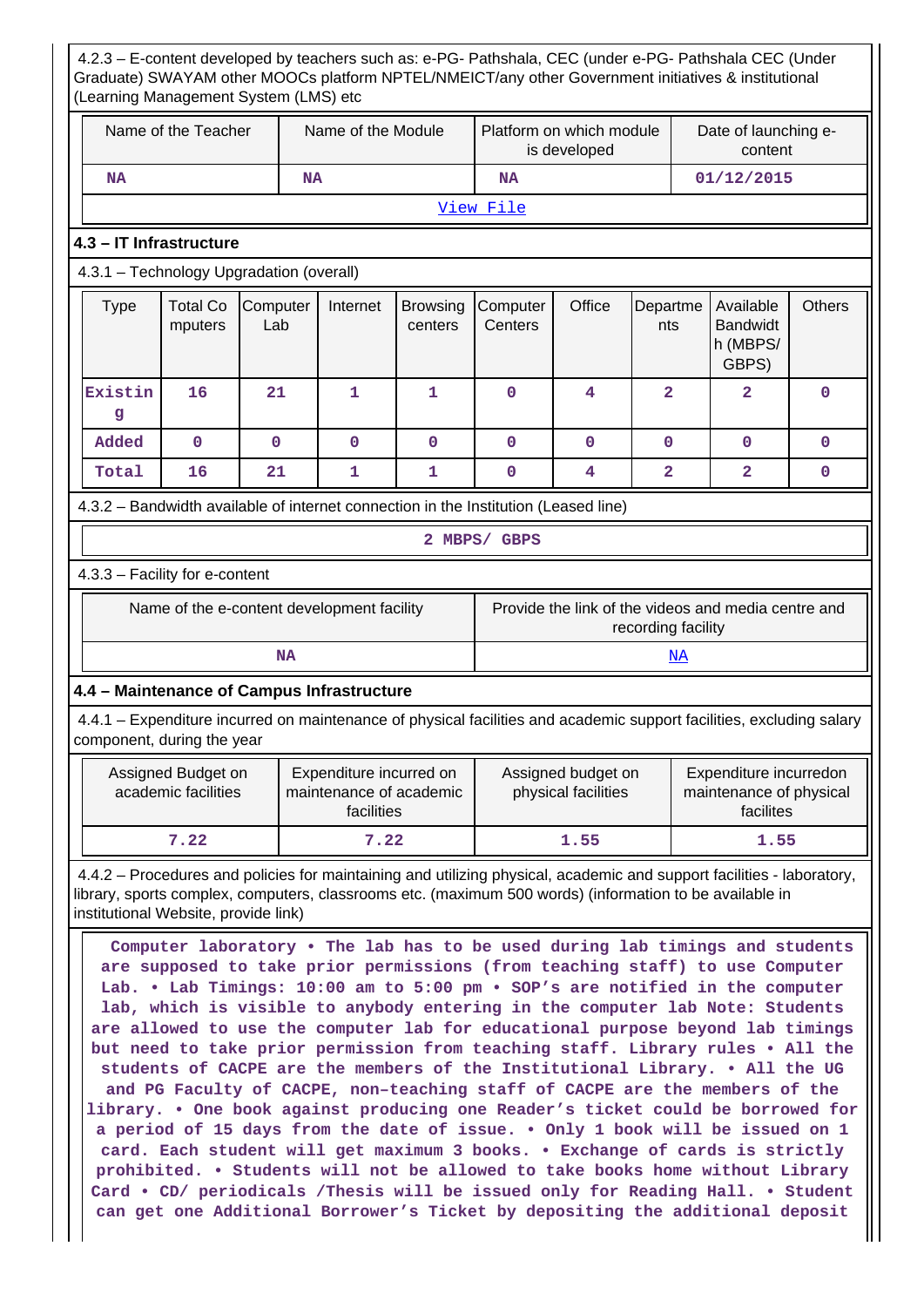4.2.3 – E-content developed by teachers such as: e-PG- Pathshala, CEC (under e-PG- Pathshala CEC (Under Graduate) SWAYAM other MOOCs platform NPTEL/NMEICT/any other Government initiatives & institutional (Learning Management System (LMS) etc

| Name of the Teacher | Name of the Module | Platform on which module is developed | Date of launching e-content |
|---|---|---|---|
| NA | NA | NA | 01/12/2015 |
| View File | | | |

### 4.3 – IT Infrastructure

4.3.1 – Technology Upgradation (overall)

| Type | Total Computers | Computer Lab | Internet | Browsing centers | Computer Centers | Office | Departments | Available Bandwidth (MBPS/ GBPS) | Others |
|---|---|---|---|---|---|---|---|---|---|
| Existing | 16 | 21 | 1 | 1 | 0 | 4 | 2 | 2 | 0 |
| Added | 0 | 0 | 0 | 0 | 0 | 0 | 0 | 0 | 0 |
| Total | 16 | 21 | 1 | 1 | 0 | 4 | 2 | 2 | 0 |

4.3.2 – Bandwidth available of internet connection in the Institution (Leased line)

2 MBPS/ GBPS

4.3.3 – Facility for e-content

| Name of the e-content development facility | Provide the link of the videos and media centre and recording facility |
|---|---|
| NA | NA |

### 4.4 – Maintenance of Campus Infrastructure

4.4.1 – Expenditure incurred on maintenance of physical facilities and academic support facilities, excluding salary component, during the year

| Assigned Budget on academic facilities | Expenditure incurred on maintenance of academic facilities | Assigned budget on physical facilities | Expenditure incurredon maintenance of physical facilites |
|---|---|---|---|
| 7.22 | 7.22 | 1.55 | 1.55 |

4.4.2 – Procedures and policies for maintaining and utilizing physical, academic and support facilities - laboratory, library, sports complex, computers, classrooms etc. (maximum 500 words) (information to be available in institutional Website, provide link)

Computer laboratory • The lab has to be used during lab timings and students are supposed to take prior permissions (from teaching staff) to use Computer Lab. • Lab Timings: 10:00 am to 5:00 pm • SOP's are notified in the computer lab, which is visible to anybody entering in the computer lab Note: Students are allowed to use the computer lab for educational purpose beyond lab timings but need to take prior permission from teaching staff. Library rules • All the students of CACPE are the members of the Institutional Library. • All the UG and PG Faculty of CACPE, non-teaching staff of CACPE are the members of the library. • One book against producing one Reader's ticket could be borrowed for a period of 15 days from the date of issue. • Only 1 book will be issued on 1 card. Each student will get maximum 3 books. • Exchange of cards is strictly prohibited. • Students will not be allowed to take books home without Library Card • CD/ periodicals /Thesis will be issued only for Reading Hall. • Student can get one Additional Borrower's Ticket by depositing the additional deposit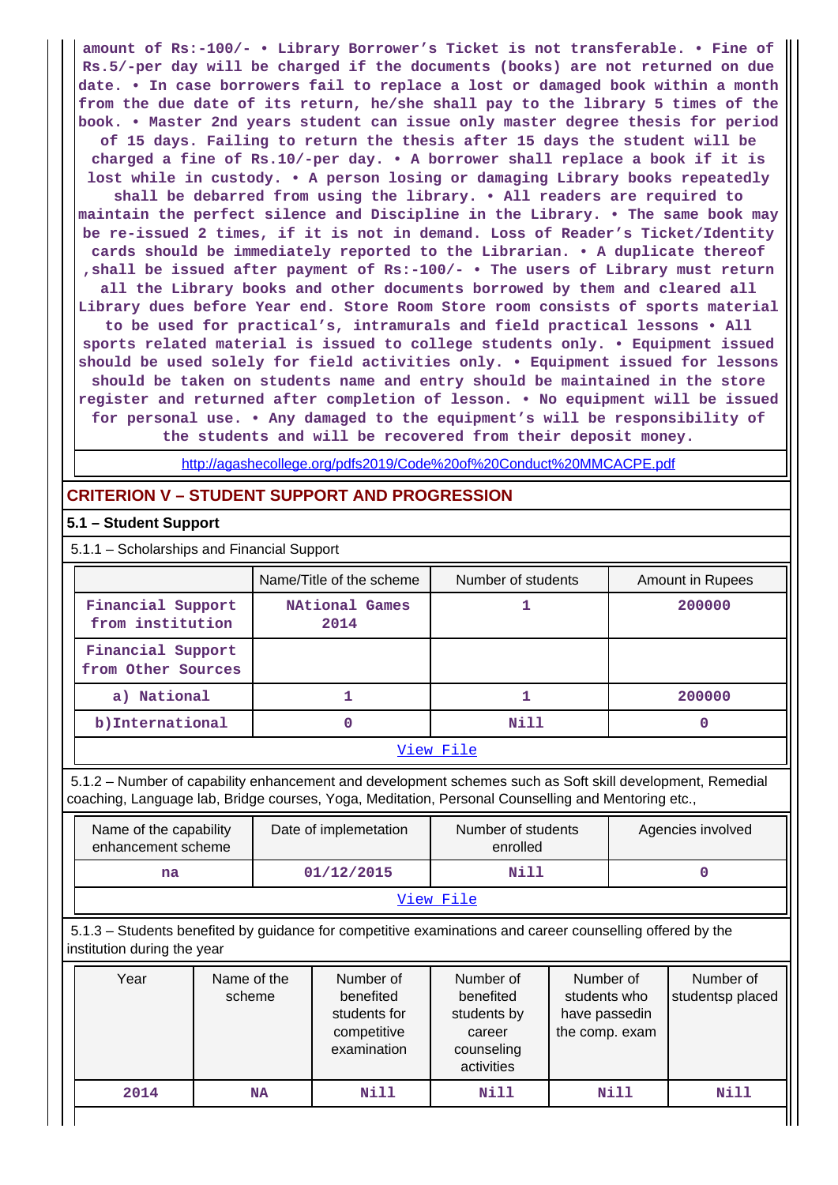amount of Rs:-100/- • Library Borrower's Ticket is not transferable. • Fine of Rs.5/-per day will be charged if the documents (books) are not returned on due date. • In case borrowers fail to replace a lost or damaged book within a month from the due date of its return, he/she shall pay to the library 5 times of the book. • Master 2nd years student can issue only master degree thesis for period of 15 days. Failing to return the thesis after 15 days the student will be charged a fine of Rs.10/-per day. • A borrower shall replace a book if it is lost while in custody. • A person losing or damaging Library books repeatedly shall be debarred from using the library. • All readers are required to maintain the perfect silence and Discipline in the Library. • The same book may be re-issued 2 times, if it is not in demand. Loss of Reader's Ticket/Identity cards should be immediately reported to the Librarian. • A duplicate thereof ,shall be issued after payment of Rs:-100/- • The users of Library must return all the Library books and other documents borrowed by them and cleared all Library dues before Year end. Store Room Store room consists of sports material to be used for practical's, intramurals and field practical lessons • All sports related material is issued to college students only. • Equipment issued should be used solely for field activities only. • Equipment issued for lessons should be taken on students name and entry should be maintained in the store register and returned after completion of lesson. • No equipment will be issued for personal use. • Any damaged to the equipment's will be responsibility of the students and will be recovered from their deposit money.

http://agashecollege.org/pdfs2019/Code%20of%20Conduct%20MMCACPE.pdf

## CRITERION V – STUDENT SUPPORT AND PROGRESSION

### 5.1 – Student Support

5.1.1 – Scholarships and Financial Support

| | Name/Title of the scheme | Number of students | Amount in Rupees |
|---|---|---|---|
| Financial Support from institution | NAtional Games 2014 | 1 | 200000 |
| Financial Support from Other Sources | | | |
| a) National | 1 | 1 | 200000 |
| b)International | 0 | Nill | 0 |

View File

5.1.2 – Number of capability enhancement and development schemes such as Soft skill development, Remedial coaching, Language lab, Bridge courses, Yoga, Meditation, Personal Counselling and Mentoring etc.,

| Name of the capability enhancement scheme | Date of implemetation | Number of students enrolled | Agencies involved |
|---|---|---|---|
| na | 01/12/2015 | Nill | 0 |

View File

5.1.3 – Students benefited by guidance for competitive examinations and career counselling offered by the institution during the year

| Year | Name of the scheme | Number of benefited students for competitive examination | Number of benefited students by career counseling activities | Number of students who have passedin the comp. exam | Number of studentsp placed |
|---|---|---|---|---|---|
| 2014 | NA | Nill | Nill | Nill | Nill |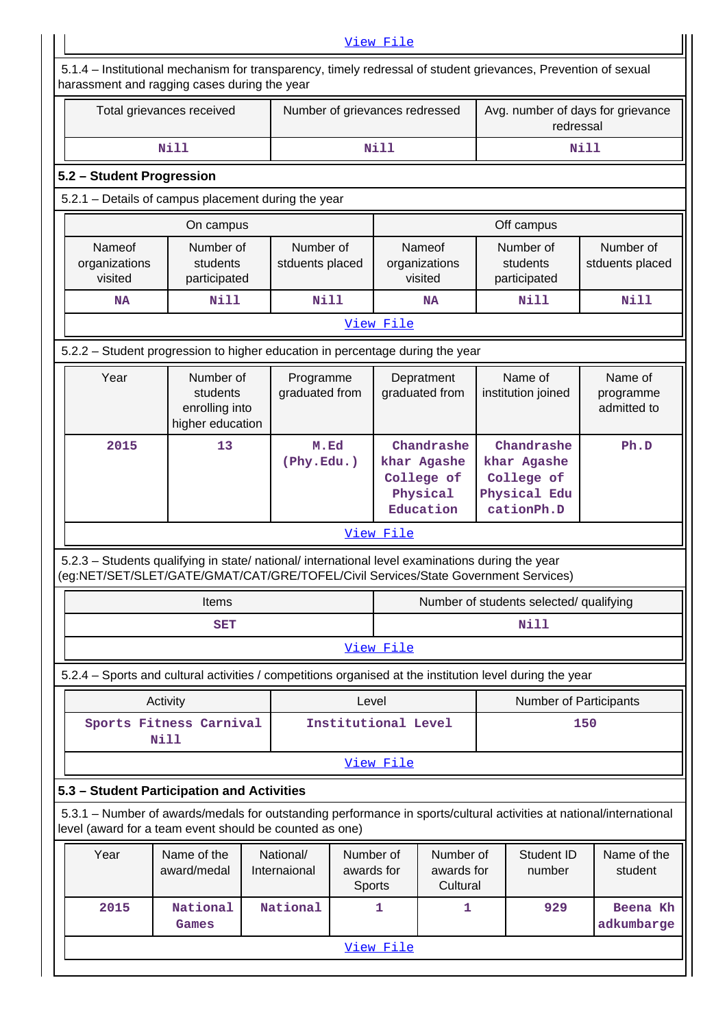View File

5.1.4 – Institutional mechanism for transparency, timely redressal of student grievances, Prevention of sexual harassment and ragging cases during the year

| Total grievances received | Number of grievances redressed | Avg. number of days for grievance redressal |
|---|---|---|
| Nill | Nill | Nill |

## 5.2 – Student Progression

5.2.1 – Details of campus placement during the year

| On campus | | | Off campus | | |
|---|---|---|---|---|---|
| Nameof organizations visited | Number of students participated | Number of stduents placed | Nameof organizations visited | Number of students participated | Number of stduents placed |
| NA | Nill | Nill | NA | Nill | Nill |

View File

5.2.2 – Student progression to higher education in percentage during the year

| Year | Number of students enrolling into higher education | Programme graduated from | Depratment graduated from | Name of institution joined | Name of programme admitted to |
|---|---|---|---|---|---|
| 2015 | 13 | M.Ed (Phy.Edu.) | Chandrashekhar Agashe College of Physical Education | Chandrashekhar Agashe College of Physical EducationPh.D | Ph.D |

View File

5.2.3 – Students qualifying in state/ national/ international level examinations during the year (eg:NET/SET/SLET/GATE/GMAT/CAT/GRE/TOFEL/Civil Services/State Government Services)

| Items | Number of students selected/ qualifying |
|---|---|
| SET | Nill |

View File

5.2.4 – Sports and cultural activities / competitions organised at the institution level during the year

| Activity | Level | Number of Participants |
|---|---|---|
| Sports Fitness Carnival Nill | Institutional Level | 150 |

View File

## 5.3 – Student Participation and Activities

5.3.1 – Number of awards/medals for outstanding performance in sports/cultural activities at national/international level (award for a team event should be counted as one)

| Year | Name of the award/medal | National/ Internaional | Number of awards for Sports | Number of awards for Cultural | Student ID number | Name of the student |
|---|---|---|---|---|---|---|
| 2015 | National Games | National | 1 | 1 | 929 | Beena Khadkumbarge |

View File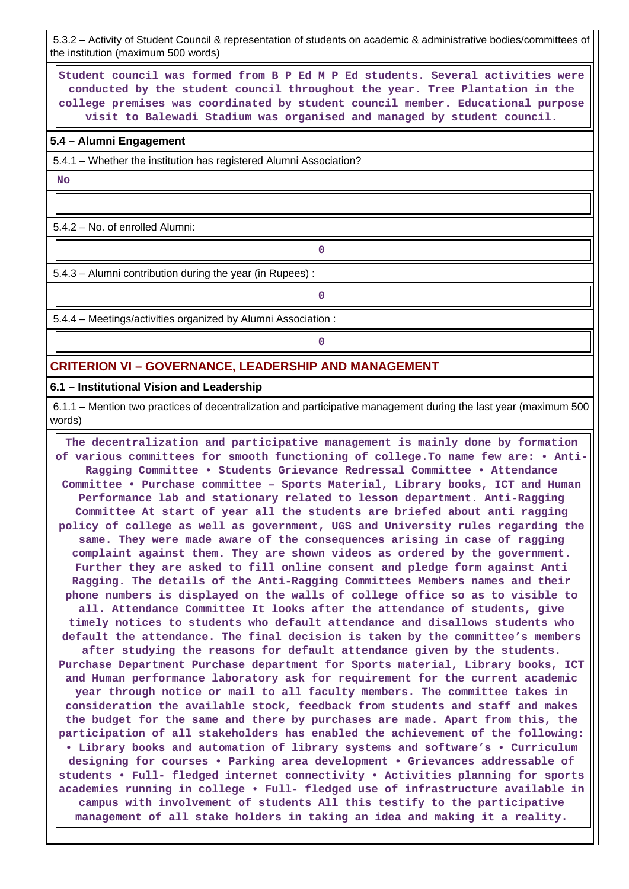5.3.2 – Activity of Student Council & representation of students on academic & administrative bodies/committees of the institution (maximum 500 words)

Student council was formed from B P Ed M P Ed students. Several activities were conducted by the student council throughout the year. Tree Plantation in the college premises was coordinated by student council member. Educational purpose visit to Balewadi Stadium was organised and managed by student council.

**5.4 – Alumni Engagement**

5.4.1 – Whether the institution has registered Alumni Association?

No

5.4.2 – No. of enrolled Alumni:

0

5.4.3 – Alumni contribution during the year (in Rupees) :

0

5.4.4 – Meetings/activities organized by Alumni Association :

0

## CRITERION VI – GOVERNANCE, LEADERSHIP AND MANAGEMENT

**6.1 – Institutional Vision and Leadership**

6.1.1 – Mention two practices of decentralization and participative management during the last year (maximum 500 words)

The decentralization and participative management is mainly done by formation of various committees for smooth functioning of college.To name few are: • Anti-Ragging Committee • Students Grievance Redressal Committee • Attendance Committee • Purchase committee – Sports Material, Library books, ICT and Human Performance lab and stationary related to lesson department. Anti-Ragging Committee At start of year all the students are briefed about anti ragging policy of college as well as government, UGS and University rules regarding the same. They were made aware of the consequences arising in case of ragging complaint against them. They are shown videos as ordered by the government. Further they are asked to fill online consent and pledge form against Anti Ragging. The details of the Anti-Ragging Committees Members names and their phone numbers is displayed on the walls of college office so as to visible to all. Attendance Committee It looks after the attendance of students, give timely notices to students who default attendance and disallows students who default the attendance. The final decision is taken by the committee's members after studying the reasons for default attendance given by the students. Purchase Department Purchase department for Sports material, Library books, ICT and Human performance laboratory ask for requirement for the current academic year through notice or mail to all faculty members. The committee takes in consideration the available stock, feedback from students and staff and makes the budget for the same and there by purchases are made. Apart from this, the participation of all stakeholders has enabled the achievement of the following: • Library books and automation of library systems and software's • Curriculum designing for courses • Parking area development • Grievances addressable of students • Full- fledged internet connectivity • Activities planning for sports academies running in college • Full- fledged use of infrastructure available in campus with involvement of students All this testify to the participative management of all stake holders in taking an idea and making it a reality.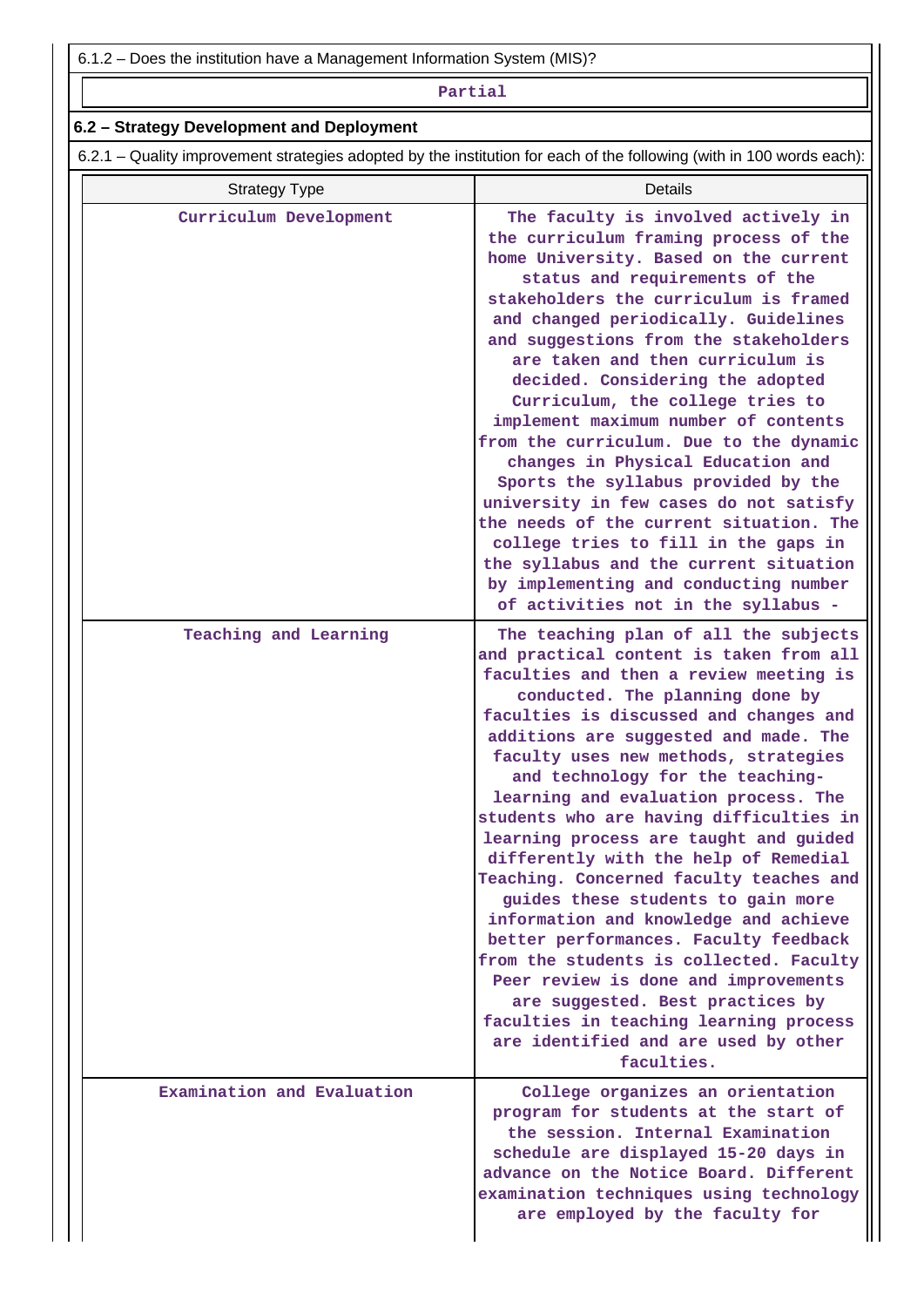6.1.2 – Does the institution have a Management Information System (MIS)?

| Partial |
|---|

**6.2 – Strategy Development and Deployment**

6.2.1 – Quality improvement strategies adopted by the institution for each of the following (with in 100 words each):

| Strategy Type | Details |
|---|---|
| Curriculum Development | The faculty is involved actively in the curriculum framing process of the home University. Based on the current status and requirements of the stakeholders the curriculum is framed and changed periodically. Guidelines and suggestions from the stakeholders are taken and then curriculum is decided. Considering the adopted Curriculum, the college tries to implement maximum number of contents from the curriculum. Due to the dynamic changes in Physical Education and Sports the syllabus provided by the university in few cases do not satisfy the needs of the current situation. The college tries to fill in the gaps in the syllabus and the current situation by implementing and conducting number of activities not in the syllabus - |
| Teaching and Learning | The teaching plan of all the subjects and practical content is taken from all faculties and then a review meeting is conducted. The planning done by faculties is discussed and changes and additions are suggested and made. The faculty uses new methods, strategies and technology for the teaching-learning and evaluation process. The students who are having difficulties in learning process are taught and guided differently with the help of Remedial Teaching. Concerned faculty teaches and guides these students to gain more information and knowledge and achieve better performances. Faculty feedback from the students is collected. Faculty Peer review is done and improvements are suggested. Best practices by faculties in teaching learning process are identified and are used by other faculties. |
| Examination and Evaluation | College organizes an orientation program for students at the start of the session. Internal Examination schedule are displayed 15-20 days in advance on the Notice Board. Different examination techniques using technology are employed by the faculty for |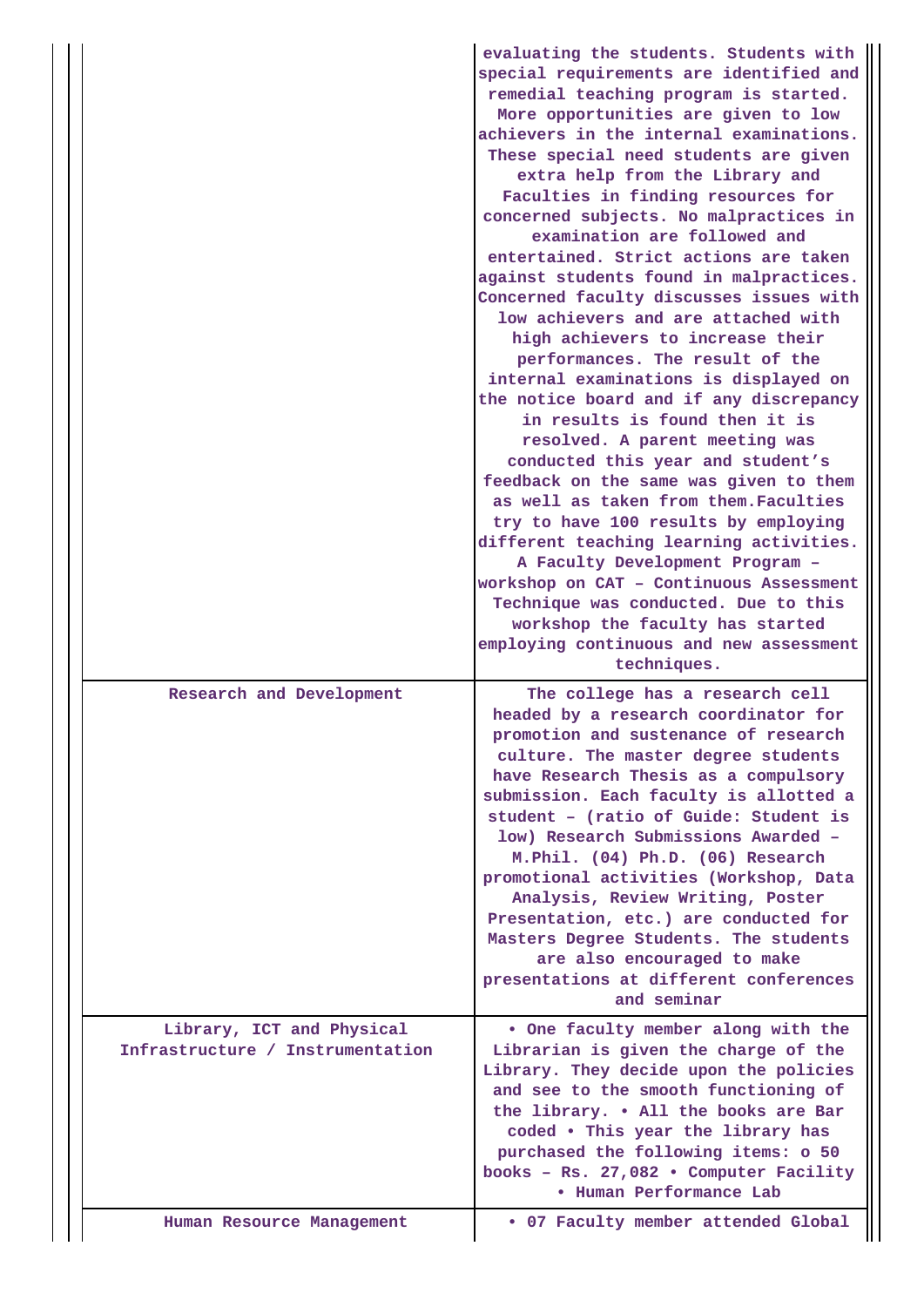| | |
|---|---|
| | evaluating the students. Students with special requirements are identified and remedial teaching program is started. More opportunities are given to low achievers in the internal examinations. These special need students are given extra help from the Library and Faculties in finding resources for concerned subjects. No malpractices in examination are followed and entertained. Strict actions are taken against students found in malpractices. Concerned faculty discusses issues with low achievers and are attached with high achievers to increase their performances. The result of the internal examinations is displayed on the notice board and if any discrepancy in results is found then it is resolved. A parent meeting was conducted this year and student's feedback on the same was given to them as well as taken from them.Faculties try to have 100 results by employing different teaching learning activities. A Faculty Development Program – workshop on CAT – Continuous Assessment Technique was conducted. Due to this workshop the faculty has started employing continuous and new assessment techniques. |
| Research and Development | The college has a research cell headed by a research coordinator for promotion and sustenance of research culture. The master degree students have Research Thesis as a compulsory submission. Each faculty is allotted a student – (ratio of Guide: Student is low) Research Submissions Awarded – M.Phil. (04) Ph.D. (06) Research promotional activities (Workshop, Data Analysis, Review Writing, Poster Presentation, etc.) are conducted for Masters Degree Students. The students are also encouraged to make presentations at different conferences and seminar |
| Library, ICT and Physical Infrastructure / Instrumentation | • One faculty member along with the Librarian is given the charge of the Library. They decide upon the policies and see to the smooth functioning of the library. • All the books are Bar coded • This year the library has purchased the following items: o 50 books – Rs. 27,082 • Computer Facility • Human Performance Lab |
| Human Resource Management | • 07 Faculty member attended Global |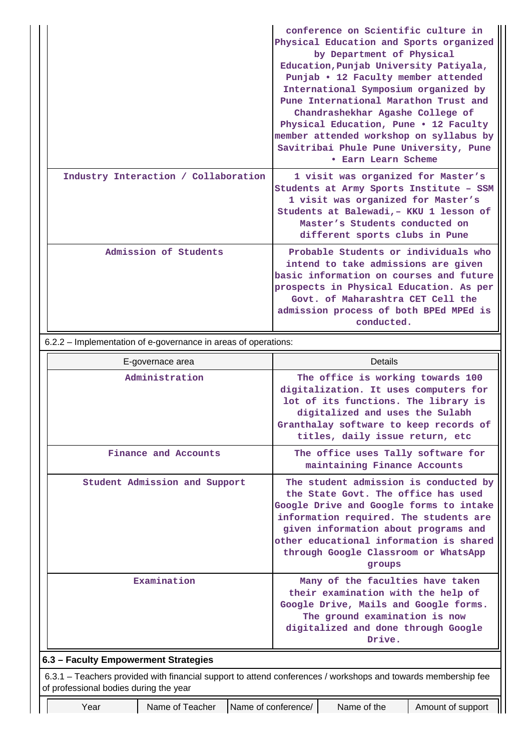| | |
|---|---|
| | conference on Scientific culture in Physical Education and Sports organized by Department of Physical Education,Punjab University Patiyala, Punjab • 12 Faculty member attended International Symposium organized by Pune International Marathon Trust and Chandrashekhar Agashe College of Physical Education, Pune • 12 Faculty member attended workshop on syllabus by Savitribai Phule Pune University, Pune • Earn Learn Scheme |
| Industry Interaction / Collaboration | 1 visit was organized for Master's Students at Army Sports Institute – SSM 1 visit was organized for Master's Students at Balewadi,– KKU 1 lesson of Master's Students conducted on different sports clubs in Pune |
| Admission of Students | Probable Students or individuals who intend to take admissions are given basic information on courses and future prospects in Physical Education. As per Govt. of Maharashtra CET Cell the admission process of both BPEd MPEd is conducted. |

6.2.2 – Implementation of e-governance in areas of operations:

| E-governace area | Details |
|---|---|
| Administration | The office is working towards 100 digitalization. It uses computers for lot of its functions. The library is digitalized and uses the Sulabh Granthalay software to keep records of titles, daily issue return, etc |
| Finance and Accounts | The office uses Tally software for maintaining Finance Accounts |
| Student Admission and Support | The student admission is conducted by the State Govt. The office has used Google Drive and Google forms to intake information required. The students are given information about programs and other educational information is shared through Google Classroom or WhatsApp groups |
| Examination | Many of the faculties have taken their examination with the help of Google Drive, Mails and Google forms. The ground examination is now digitalized and done through Google Drive. |

**6.3 – Faculty Empowerment Strategies**

6.3.1 – Teachers provided with financial support to attend conferences / workshops and towards membership fee of professional bodies during the year

| Year | Name of Teacher | Name of conference/ | Name of the | Amount of support |
|---|---|---|---|---|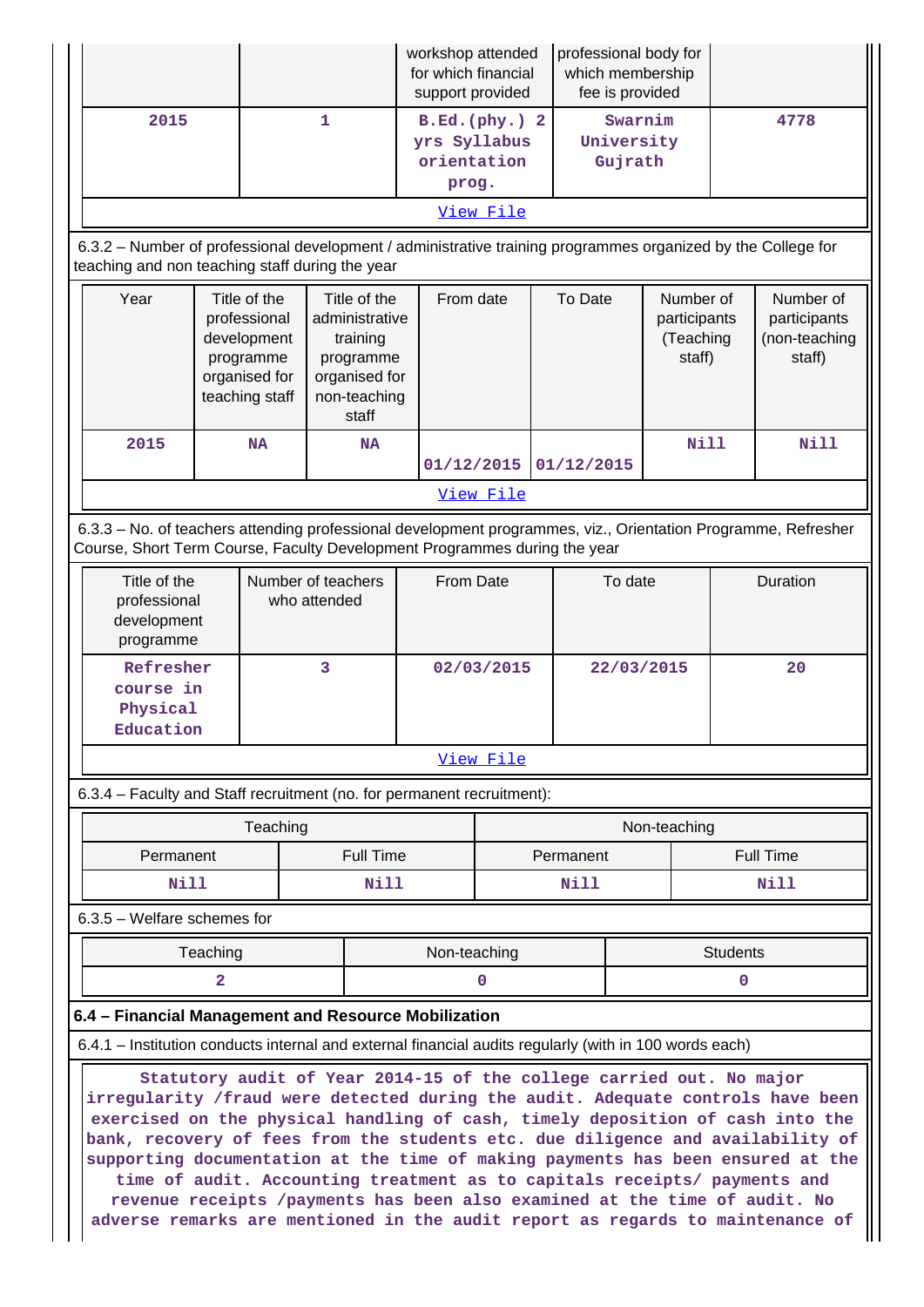| | | workshop attended for which financial support provided | professional body for which membership fee is provided | |
|---|---|---|---|---|
| 2015 | 1 | B.Ed.(phy.) 2 yrs Syllabus orientation prog. | Swarnim University Gujrath | 4778 |

View File

6.3.2 – Number of professional development / administrative training programmes organized by the College for teaching and non teaching staff during the year

| Year | Title of the professional development programme organised for teaching staff | Title of the administrative training programme organised for non-teaching staff | From date | To Date | Number of participants (Teaching staff) | Number of participants (non-teaching staff) |
|---|---|---|---|---|---|---|
| 2015 | NA | NA | 01/12/2015 | 01/12/2015 | Nill | Nill |

View File

6.3.3 – No. of teachers attending professional development programmes, viz., Orientation Programme, Refresher Course, Short Term Course, Faculty Development Programmes during the year

| Title of the professional development programme | Number of teachers who attended | From Date | To date | Duration |
|---|---|---|---|---|
| Refresher course in Physical Education | 3 | 02/03/2015 | 22/03/2015 | 20 |

View File

6.3.4 – Faculty and Staff recruitment (no. for permanent recruitment):

| Teaching | | Non-teaching | |
|---|---|---|---|
| Permanent | Full Time | Permanent | Full Time |
| Nill | Nill | Nill | Nill |

6.3.5 – Welfare schemes for

| Teaching | Non-teaching | Students |
|---|---|---|
| 2 | 0 | 0 |

**6.4 – Financial Management and Resource Mobilization**

6.4.1 – Institution conducts internal and external financial audits regularly (with in 100 words each)

Statutory audit of Year 2014-15 of the college carried out. No major irregularity /fraud were detected during the audit. Adequate controls have been exercised on the physical handling of cash, timely deposition of cash into the bank, recovery of fees from the students etc. due diligence and availability of supporting documentation at the time of making payments has been ensured at the time of audit. Accounting treatment as to capitals receipts/ payments and revenue receipts /payments has been also examined at the time of audit. No adverse remarks are mentioned in the audit report as regards to maintenance of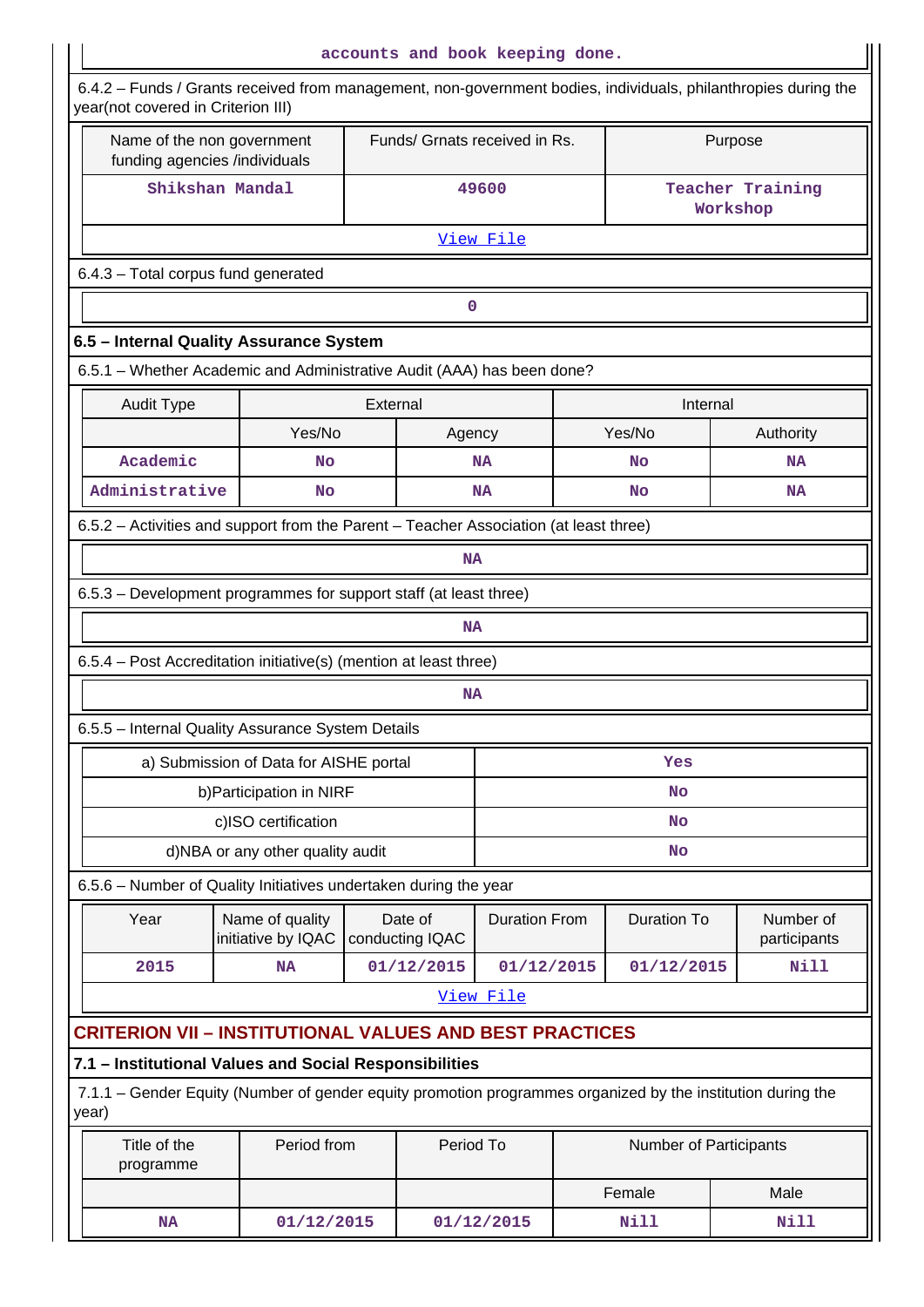accounts and book keeping done.

6.4.2 – Funds / Grants received from management, non-government bodies, individuals, philanthropies during the year(not covered in Criterion III)

| Name of the non government funding agencies /individuals | Funds/ Grnats received in Rs. | Purpose |
|---|---|---|
| Shikshan Mandal | 49600 | Teacher Training Workshop |

View File

6.4.3 – Total corpus fund generated

0

### 6.5 – Internal Quality Assurance System

6.5.1 – Whether Academic and Administrative Audit (AAA) has been done?

| Audit Type | External | | Internal | |
|---|---|---|---|---|
| | Yes/No | Agency | Yes/No | Authority |
| Academic | No | NA | No | NA |
| Administrative | No | NA | No | NA |

6.5.2 – Activities and support from the Parent – Teacher Association (at least three)

NA

6.5.3 – Development programmes for support staff (at least three)

NA

6.5.4 – Post Accreditation initiative(s) (mention at least three)

NA

6.5.5 – Internal Quality Assurance System Details

| | |
|---|---|
| a) Submission of Data for AISHE portal | Yes |
| b)Participation in NIRF | No |
| c)ISO certification | No |
| d)NBA or any other quality audit | No |

6.5.6 – Number of Quality Initiatives undertaken during the year

| Year | Name of quality initiative by IQAC | Date of conducting IQAC | Duration From | Duration To | Number of participants |
|---|---|---|---|---|---|
| 2015 | NA | 01/12/2015 | 01/12/2015 | 01/12/2015 | Nill |

View File

## CRITERION VII – INSTITUTIONAL VALUES AND BEST PRACTICES

### 7.1 – Institutional Values and Social Responsibilities

7.1.1 – Gender Equity (Number of gender equity promotion programmes organized by the institution during the year)

| Title of the programme | Period from | Period To | Number of Participants | |
|---|---|---|---|---|
| | | | Female | Male |
| NA | 01/12/2015 | 01/12/2015 | Nill | Nill |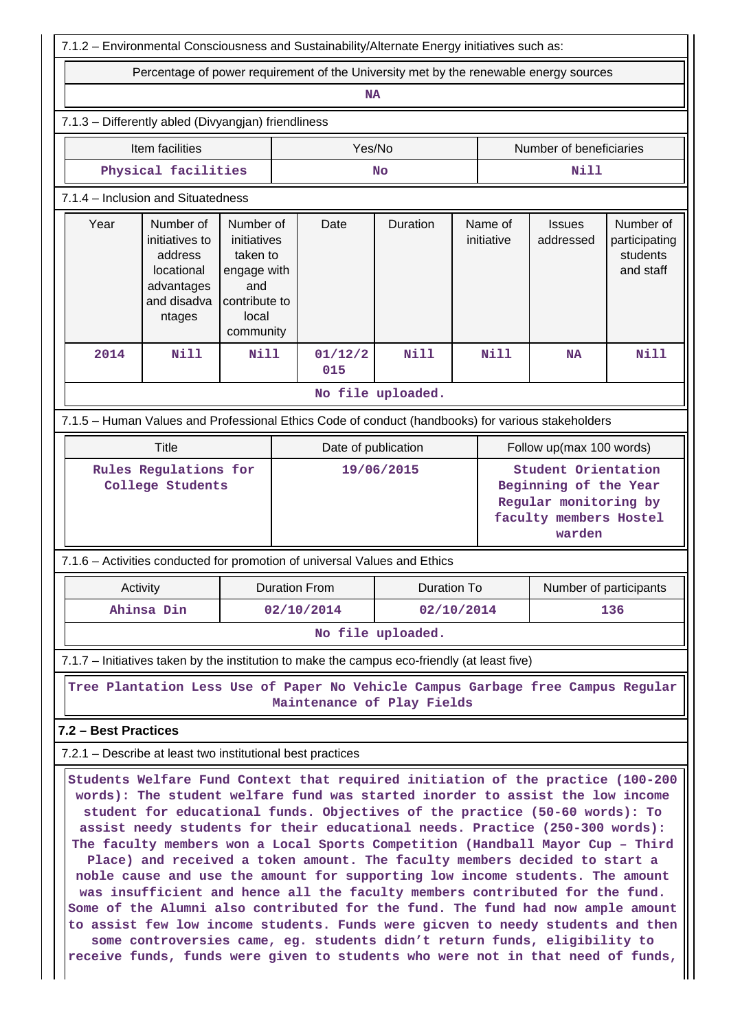7.1.2 – Environmental Consciousness and Sustainability/Alternate Energy initiatives such as:

| Percentage of power requirement of the University met by the renewable energy sources |
|---|
| NA |

7.1.3 – Differently abled (Divyangjan) friendliness

| Item facilities | Yes/No | Number of beneficiaries |
|---|---|---|
| Physical facilities | No | Nill |

7.1.4 – Inclusion and Situatedness

| Year | Number of initiatives to address locational advantages and disadva ntages | Number of initiatives taken to engage with and contribute to local community | Date | Duration | Name of initiative | Issues addressed | Number of participating students and staff |
|---|---|---|---|---|---|---|---|
| 2014 | Nill | Nill | 01/12/2015 | Nill | Nill | NA | Nill |

No file uploaded.

7.1.5 – Human Values and Professional Ethics Code of conduct (handbooks) for various stakeholders

| Title | Date of publication | Follow up(max 100 words) |
|---|---|---|
| Rules Regulations for College Students | 19/06/2015 | Student Orientation Beginning of the Year Regular monitoring by faculty members Hostel warden |

7.1.6 – Activities conducted for promotion of universal Values and Ethics

| Activity | Duration From | Duration To | Number of participants |
|---|---|---|---|
| Ahinsa Din | 02/10/2014 | 02/10/2014 | 136 |

No file uploaded.

7.1.7 – Initiatives taken by the institution to make the campus eco-friendly (at least five)

Tree Plantation Less Use of Paper No Vehicle Campus Garbage free Campus Regular Maintenance of Play Fields

## 7.2 – Best Practices

7.2.1 – Describe at least two institutional best practices

Students Welfare Fund Context that required initiation of the practice (100-200 words): The student welfare fund was started inorder to assist the low income student for educational funds. Objectives of the practice (50-60 words): To assist needy students for their educational needs. Practice (250-300 words): The faculty members won a Local Sports Competition (Handball Mayor Cup – Third Place) and received a token amount. The faculty members decided to start a noble cause and use the amount for supporting low income students. The amount was insufficient and hence all the faculty members contributed for the fund. Some of the Alumni also contributed for the fund. The fund had now ample amount to assist few low income students. Funds were gicven to needy students and then some controversies came, eg. students didn't return funds, eligibility to receive funds, funds were given to students who were not in that need of funds,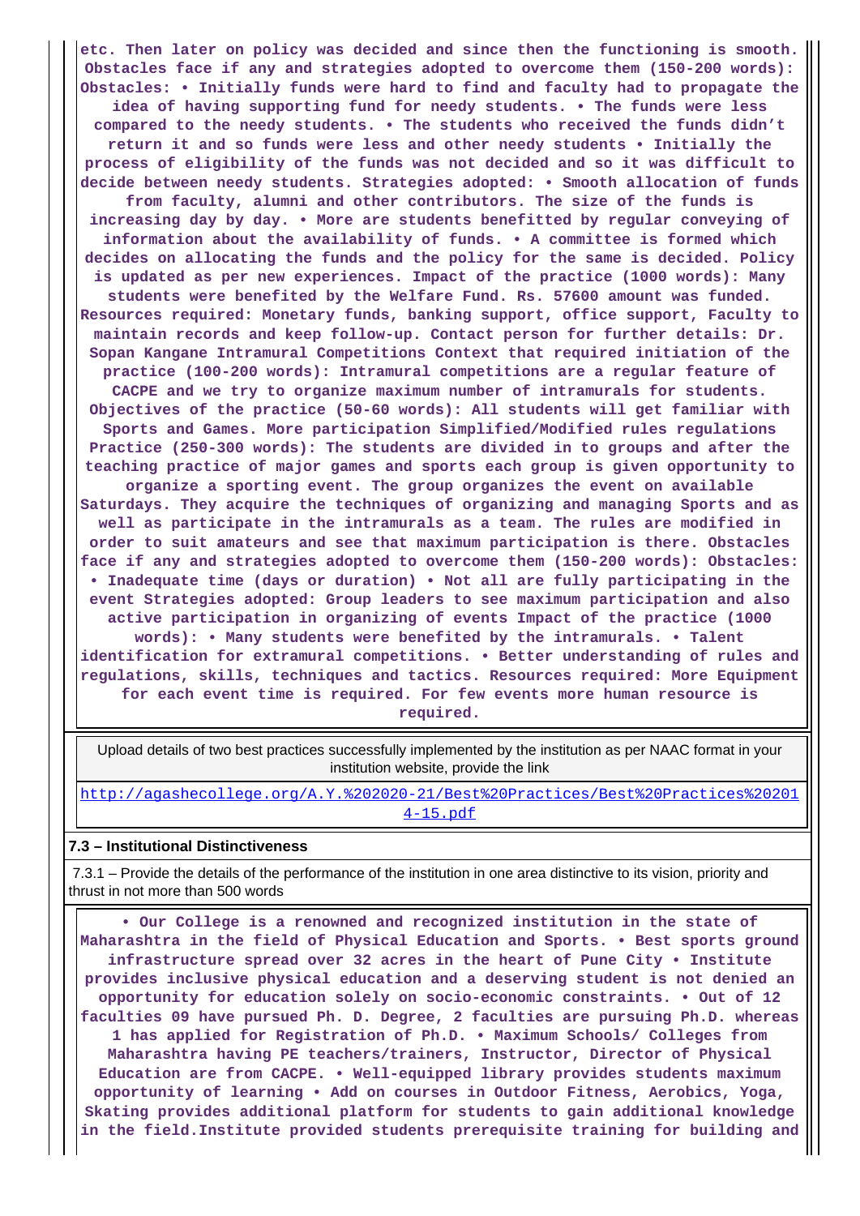etc. Then later on policy was decided and since then the functioning is smooth. Obstacles face if any and strategies adopted to overcome them (150-200 words): Obstacles: • Initially funds were hard to find and faculty had to propagate the idea of having supporting fund for needy students. • The funds were less compared to the needy students. • The students who received the funds didn't return it and so funds were less and other needy students • Initially the process of eligibility of the funds was not decided and so it was difficult to decide between needy students. Strategies adopted: • Smooth allocation of funds from faculty, alumni and other contributors. The size of the funds is increasing day by day. • More are students benefitted by regular conveying of information about the availability of funds. • A committee is formed which decides on allocating the funds and the policy for the same is decided. Policy is updated as per new experiences. Impact of the practice (1000 words): Many students were benefited by the Welfare Fund. Rs. 57600 amount was funded. Resources required: Monetary funds, banking support, office support, Faculty to maintain records and keep follow-up. Contact person for further details: Dr. Sopan Kangane Intramural Competitions Context that required initiation of the practice (100-200 words): Intramural competitions are a regular feature of CACPE and we try to organize maximum number of intramurals for students. Objectives of the practice (50-60 words): All students will get familiar with Sports and Games. More participation Simplified/Modified rules regulations Practice (250-300 words): The students are divided in to groups and after the teaching practice of major games and sports each group is given opportunity to organize a sporting event. The group organizes the event on available Saturdays. They acquire the techniques of organizing and managing Sports and as well as participate in the intramurals as a team. The rules are modified in order to suit amateurs and see that maximum participation is there. Obstacles face if any and strategies adopted to overcome them (150-200 words): Obstacles: • Inadequate time (days or duration) • Not all are fully participating in the event Strategies adopted: Group leaders to see maximum participation and also active participation in organizing of events Impact of the practice (1000 words): • Many students were benefited by the intramurals. • Talent identification for extramural competitions. • Better understanding of rules and regulations, skills, techniques and tactics. Resources required: More Equipment for each event time is required. For few events more human resource is required.

| Upload details of two best practices successfully implemented by the institution as per NAAC format in your institution website, provide the link |
| --- |
| http://agashecollege.org/A.Y.%202020-21/Best%20Practices/Best%20Practices%202014-15.pdf |

**7.3 – Institutional Distinctiveness**

7.3.1 – Provide the details of the performance of the institution in one area distinctive to its vision, priority and thrust in not more than 500 words

• Our College is a renowned and recognized institution in the state of Maharashtra in the field of Physical Education and Sports. • Best sports ground infrastructure spread over 32 acres in the heart of Pune City • Institute provides inclusive physical education and a deserving student is not denied an opportunity for education solely on socio-economic constraints. • Out of 12 faculties 09 have pursued Ph. D. Degree, 2 faculties are pursuing Ph.D. whereas 1 has applied for Registration of Ph.D. • Maximum Schools/ Colleges from Maharashtra having PE teachers/trainers, Instructor, Director of Physical Education are from CACPE. • Well-equipped library provides students maximum opportunity of learning • Add on courses in Outdoor Fitness, Aerobics, Yoga, Skating provides additional platform for students to gain additional knowledge in the field.Institute provided students prerequisite training for building and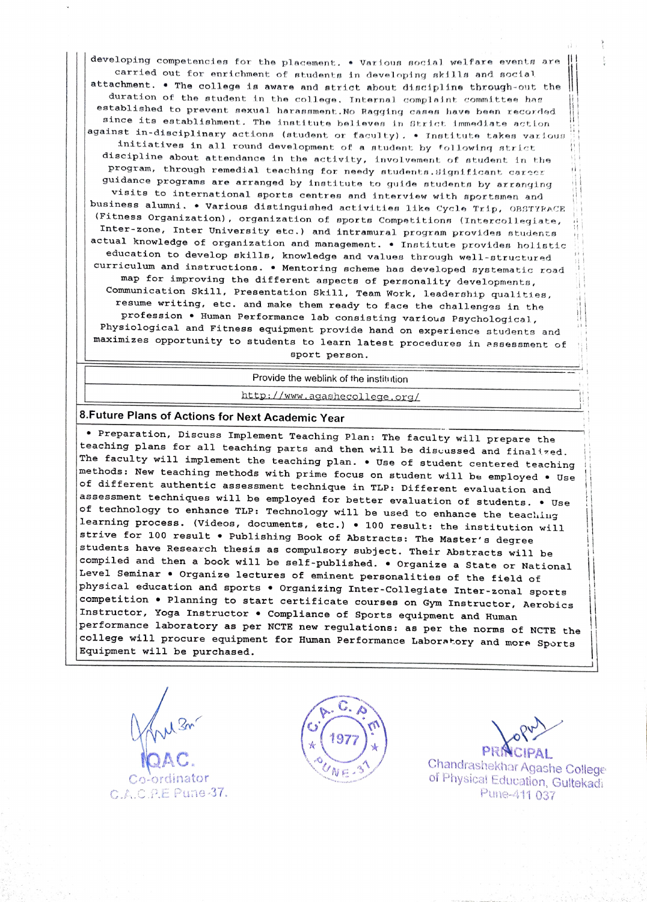developing competencies for the placement. • Various social welfare events are carried out for enrichment of students in developing skills and social attachment. • The college is aware and strict about discipline through-out the duration of the student in the college. Internal complaint committee has established to prevent sexual harassment.No Ragging cases have been recorded since its establishment. The institute believes in Strict immediate action against in-disciplinary actions (student or faculty). • Institute takes various initiatives in all round development of a student by following strict discipline about attendance in the activity, involvement of student in the program, through remedial teaching for needy students.Significant career guidance programs are arranged by institute to guide students by arranging visits to international sports centres and interview with sportsmen and business alumni. • Various distinguished activities like Cycle Trip, OBSTYRACE (Fitness Organization), organization of sports Competitions (Intercollegiate, Inter-zone, Inter University etc.) and intramural program provides students actual knowledge of organization and management. • Institute provides holistic education to develop skills, knowledge and values through well-structured curriculum and instructions. • Mentoring scheme has developed systematic road map for improving the different aspects of personality developments, Communication Skill, Presentation Skill, Team Work, leadership qualities, resume writing, etc. and make them ready to face the challenges in the profession • Human Performance lab consisting various Psychological, Physiological and Fitness equipment provide hand on experience students and maximizes opportunity to students to learn latest procedures in assessment of sport person.

| Provide the weblink of the institution |
|---|
| http://www.agashecollege.org/ |

## 8.Future Plans of Actions for Next Academic Year

• Preparation, Discuss Implement Teaching Plan: The faculty will prepare the teaching plans for all teaching parts and then will be discussed and finalized. The faculty will implement the teaching plan. • Use of student centered teaching methods: New teaching methods with prime focus on student will be employed • Use of different authentic assessment technique in TLP: Different evaluation and assessment techniques will be employed for better evaluation of students. • Use of technology to enhance TLP: Technology will be used to enhance the teaching learning process. (Videos, documents, etc.) • 100 result: the institution will strive for 100 result • Publishing Book of Abstracts: The Master's degree students have Research thesis as compulsory subject. Their Abstracts will be compiled and then a book will be self-published. • Organize a State or National Level Seminar • Organize lectures of eminent personalities of the field of physical education and sports • Organizing Inter-Collegiate Inter-zonal sports competition • Planning to start certificate courses on Gym Instructor, Aerobics Instructor, Yoga Instructor • Compliance of Sports equipment and Human performance laboratory as per NCTE new regulations: as per the norms of NCTE the college will procure equipment for Human Performance Laboratory and more Sports Equipment will be purchased.

IQAC
Co-ordinator
C.A.C.P.E Pune-37.

C.A.C.P.E. 1977 PUNE-37

PRINCIPAL
Chandrashekhar Agashe College of Physical Education, Gultekadi
Pune-411 037